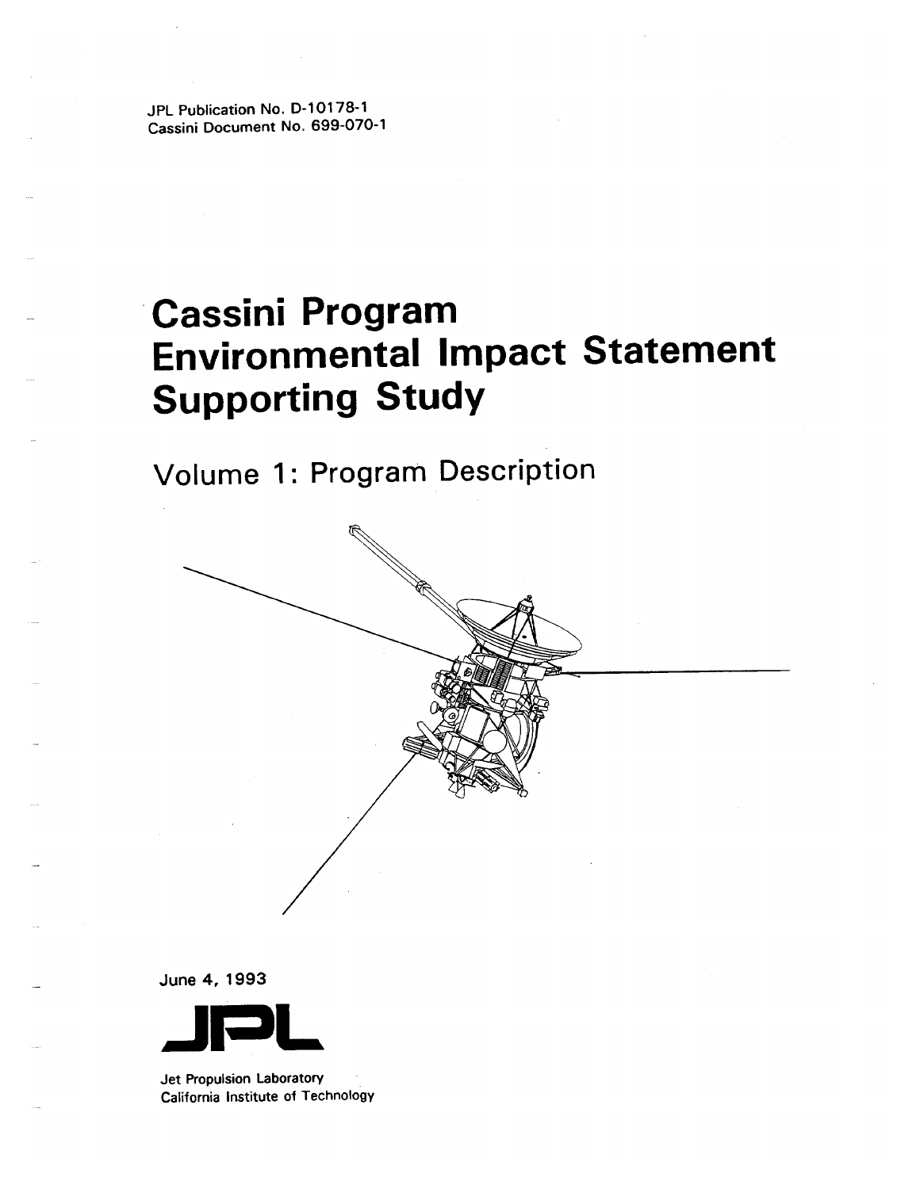JPL Publication No. D-10178-1
Cassini Document No. 699-070-1

# Cassini Program Environmental Impact Statement Supporting Study

## Volume 1: Program Description

June 4, 1993

JPL

Jet Propulsion Laboratory
California Institute of Technology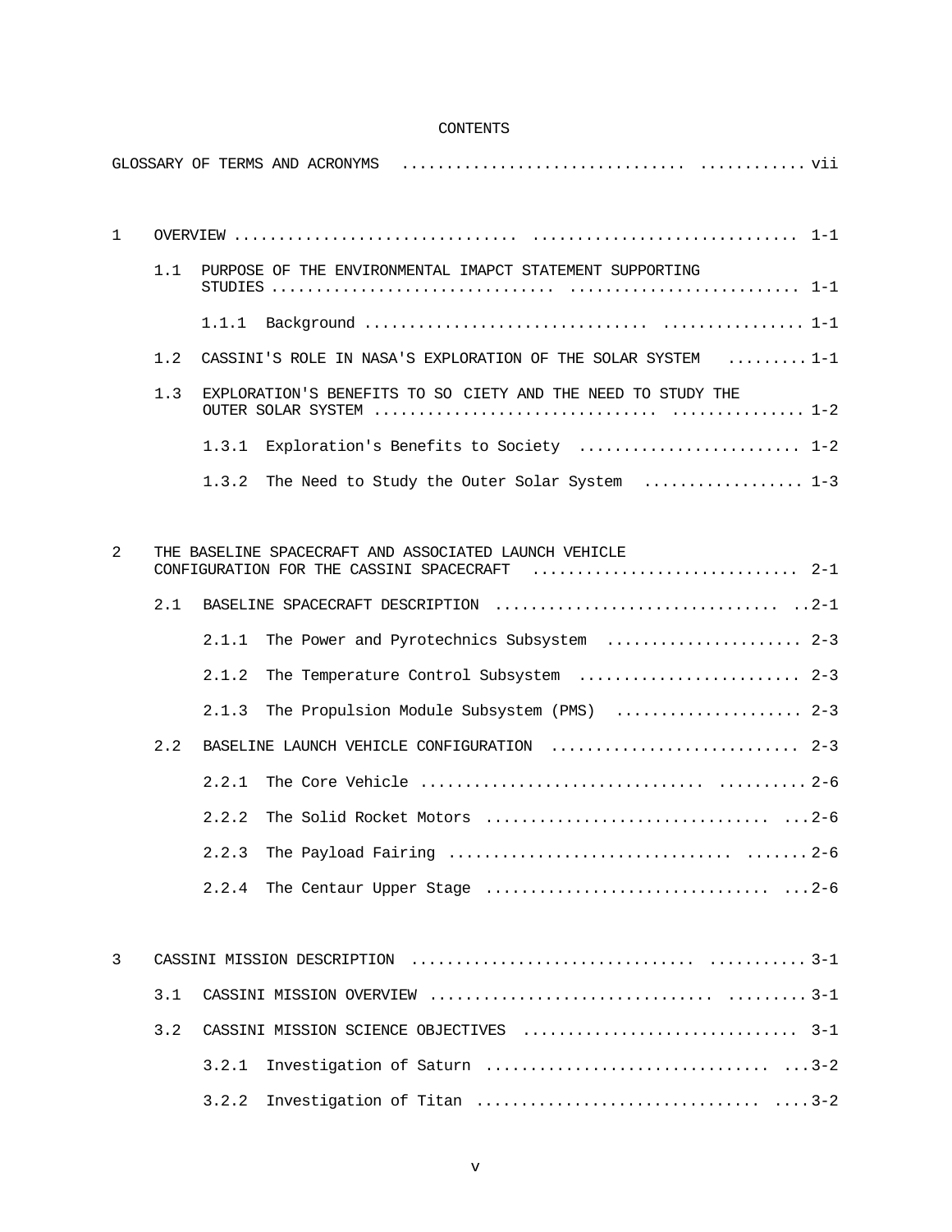# CONTENTS

GLOSSARY OF TERMS AND ACRONYMS ..................... vii

1 OVERVIEW ..................... 1-1

1.1 PURPOSE OF THE ENVIRONMENTAL IMAPCT STATEMENT SUPPORTING STUDIES ..................... 1-1

1.1.1 Background ..................... 1-1

1.2 CASSINI'S ROLE IN NASA'S EXPLORATION OF THE SOLAR SYSTEM ..................... 1-1

1.3 EXPLORATION'S BENEFITS TO SO CIETY AND THE NEED TO STUDY THE OUTER SOLAR SYSTEM ..................... 1-2

1.3.1 Exploration's Benefits to Society ..................... 1-2

1.3.2 The Need to Study the Outer Solar System ..................... 1-3

2 THE BASELINE SPACECRAFT AND ASSOCIATED LAUNCH VEHICLE CONFIGURATION FOR THE CASSINI SPACECRAFT ..................... 2-1

2.1 BASELINE SPACECRAFT DESCRIPTION ..................... 2-1

2.1.1 The Power and Pyrotechnics Subsystem ..................... 2-3

2.1.2 The Temperature Control Subsystem ..................... 2-3

2.1.3 The Propulsion Module Subsystem (PMS) ..................... 2-3

2.2 BASELINE LAUNCH VEHICLE CONFIGURATION ..................... 2-3

2.2.1 The Core Vehicle ..................... 2-6

2.2.2 The Solid Rocket Motors ..................... 2-6

2.2.3 The Payload Fairing ..................... 2-6

2.2.4 The Centaur Upper Stage ..................... 2-6

3 CASSINI MISSION DESCRIPTION ..................... 3-1

3.1 CASSINI MISSION OVERVIEW ..................... 3-1

3.2 CASSINI MISSION SCIENCE OBJECTIVES ..................... 3-1

3.2.1 Investigation of Saturn ..................... 3-2

3.2.2 Investigation of Titan ..................... 3-2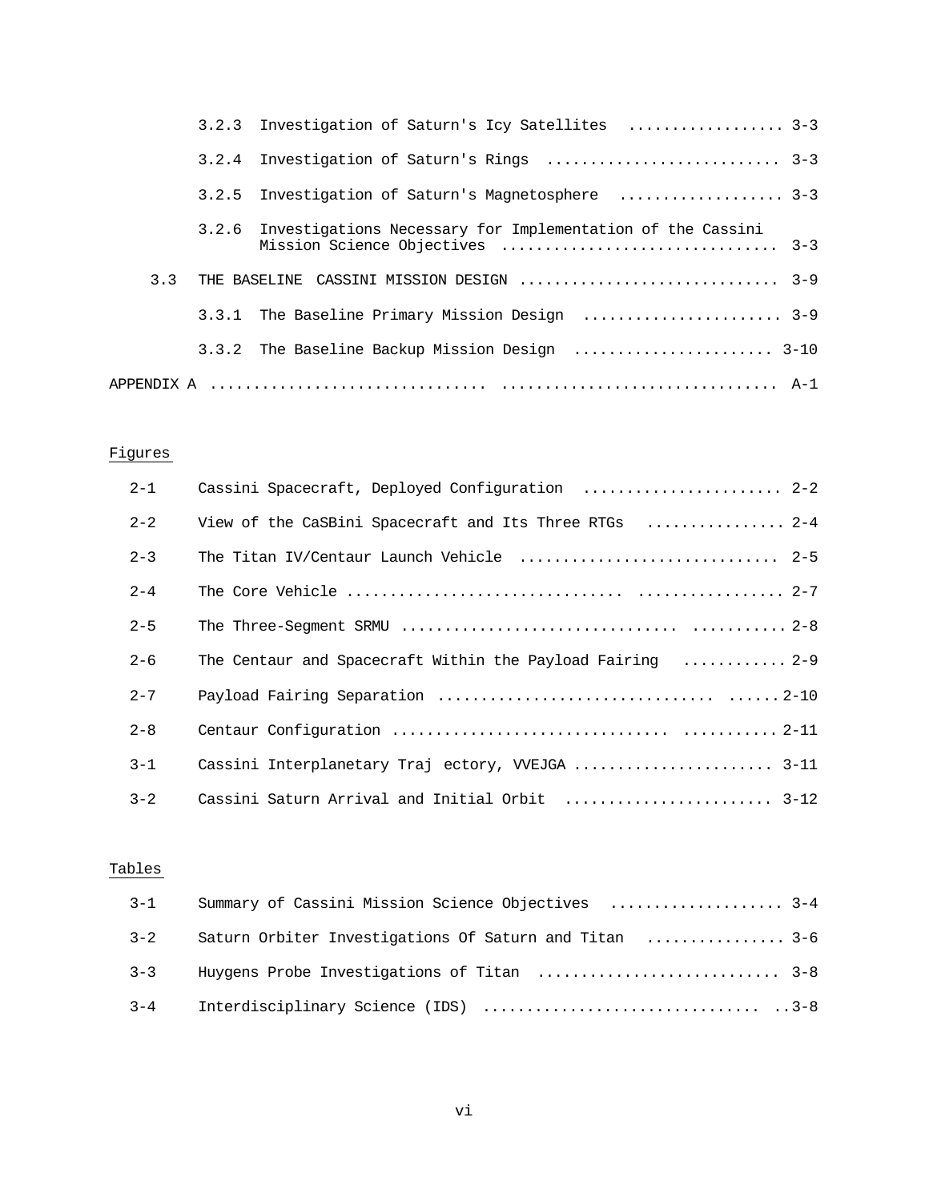3.2.3 Investigation of Saturn's Icy Satellites .................. 3-3

3.2.4 Investigation of Saturn's Rings .......................... 3-3

3.2.5 Investigation of Saturn's Magnetosphere .................. 3-3

3.2.6 Investigations Necessary for Implementation of the Cassini Mission Science Objectives ................................ 3-3

3.3 THE BASELINE CASSINI MISSION DESIGN .............................. 3-9

3.3.1 The Baseline Primary Mission Design ....................... 3-9

3.3.2 The Baseline Backup Mission Design ....................... 3-10

APPENDIX A ............................... ............................... A-1

Figures

2-1 Cassini Spacecraft, Deployed Configuration ....................... 2-2

2-2 View of the CaSBini Spacecraft and Its Three RTGs ................ 2-4

2-3 The Titan IV/Centaur Launch Vehicle .............................. 2-5

2-4 The Core Vehicle ............................... ................. 2-7

2-5 The Three-Segment SRMU ............................... ........... 2-8

2-6 The Centaur and Spacecraft Within the Payload Fairing ............ 2-9

2-7 Payload Fairing Separation ............................... ......2-10

2-8 Centaur Configuration ............................... ...........2-11

3-1 Cassini Interplanetary Traj ectory, VVEJGA ....................... 3-11

3-2 Cassini Saturn Arrival and Initial Orbit ........................ 3-12

Tables

3-1 Summary of Cassini Mission Science Objectives .................... 3-4

3-2 Saturn Orbiter Investigations Of Saturn and Titan ................ 3-6

3-3 Huygens Probe Investigations of Titan ............................ 3-8

3-4 Interdisciplinary Science (IDS) ................................ ..3-8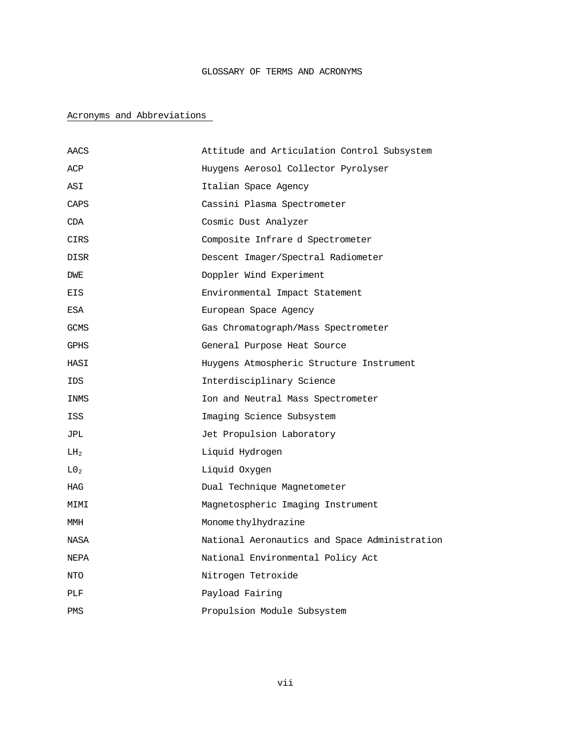# GLOSSARY OF TERMS AND ACRONYMS

## Acronyms and Abbreviations

| | |
|---|---|
| AACS | Attitude and Articulation Control Subsystem |
| ACP | Huygens Aerosol Collector Pyrolyser |
| ASI | Italian Space Agency |
| CAPS | Cassini Plasma Spectrometer |
| CDA | Cosmic Dust Analyzer |
| CIRS | Composite Infrare d Spectrometer |
| DISR | Descent Imager/Spectral Radiometer |
| DWE | Doppler Wind Experiment |
| EIS | Environmental Impact Statement |
| ESA | European Space Agency |
| GCMS | Gas Chromatograph/Mass Spectrometer |
| GPHS | General Purpose Heat Source |
| HASI | Huygens Atmospheric Structure Instrument |
| IDS | Interdisciplinary Science |
| INMS | Ion and Neutral Mass Spectrometer |
| ISS | Imaging Science Subsystem |
| JPL | Jet Propulsion Laboratory |
| $LH_2$ | Liquid Hydrogen |
| $L0_2$ | Liquid Oxygen |
| HAG | Dual Technique Magnetometer |
| MIMI | Magnetospheric Imaging Instrument |
| MMH | Monome thylhydrazine |
| NASA | National Aeronautics and Space Administration |
| NEPA | National Environmental Policy Act |
| NTO | Nitrogen Tetroxide |
| PLF | Payload Fairing |
| PMS | Propulsion Module Subsystem |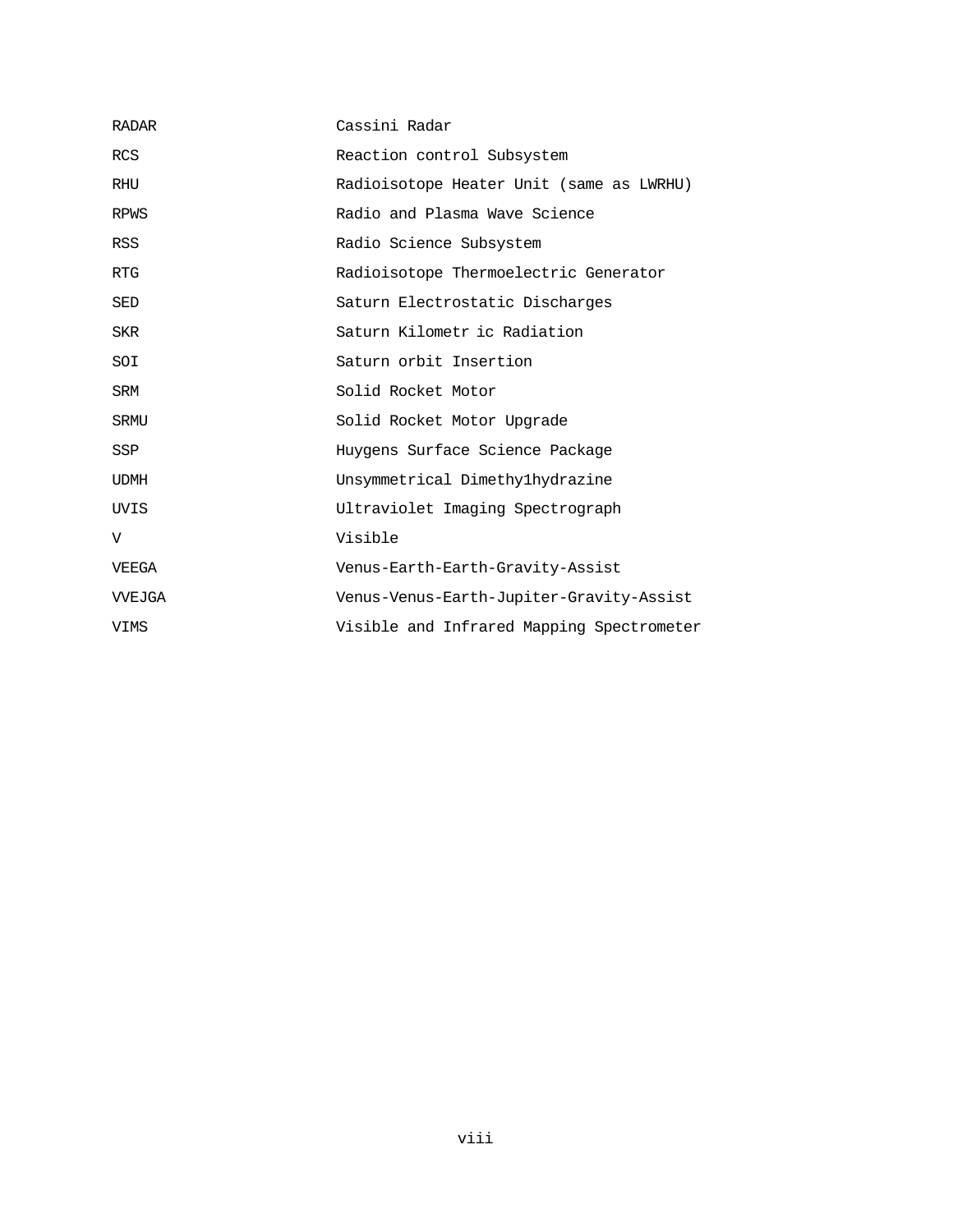| | |
|---|---|
| RADAR | Cassini Radar |
| RCS | Reaction control Subsystem |
| RHU | Radioisotope Heater Unit (same as LWRHU) |
| RPWS | Radio and Plasma Wave Science |
| RSS | Radio Science Subsystem |
| RTG | Radioisotope Thermoelectric Generator |
| SED | Saturn Electrostatic Discharges |
| SKR | Saturn Kilometr ic Radiation |
| SOI | Saturn orbit Insertion |
| SRM | Solid Rocket Motor |
| SRMU | Solid Rocket Motor Upgrade |
| SSP | Huygens Surface Science Package |
| UDMH | Unsymmetrical Dimethy1hydrazine |
| UVIS | Ultraviolet Imaging Spectrograph |
| V | Visible |
| VEEGA | Venus-Earth-Earth-Gravity-Assist |
| VVEJGA | Venus-Venus-Earth-Jupiter-Gravity-Assist |
| VIMS | Visible and Infrared Mapping Spectrometer |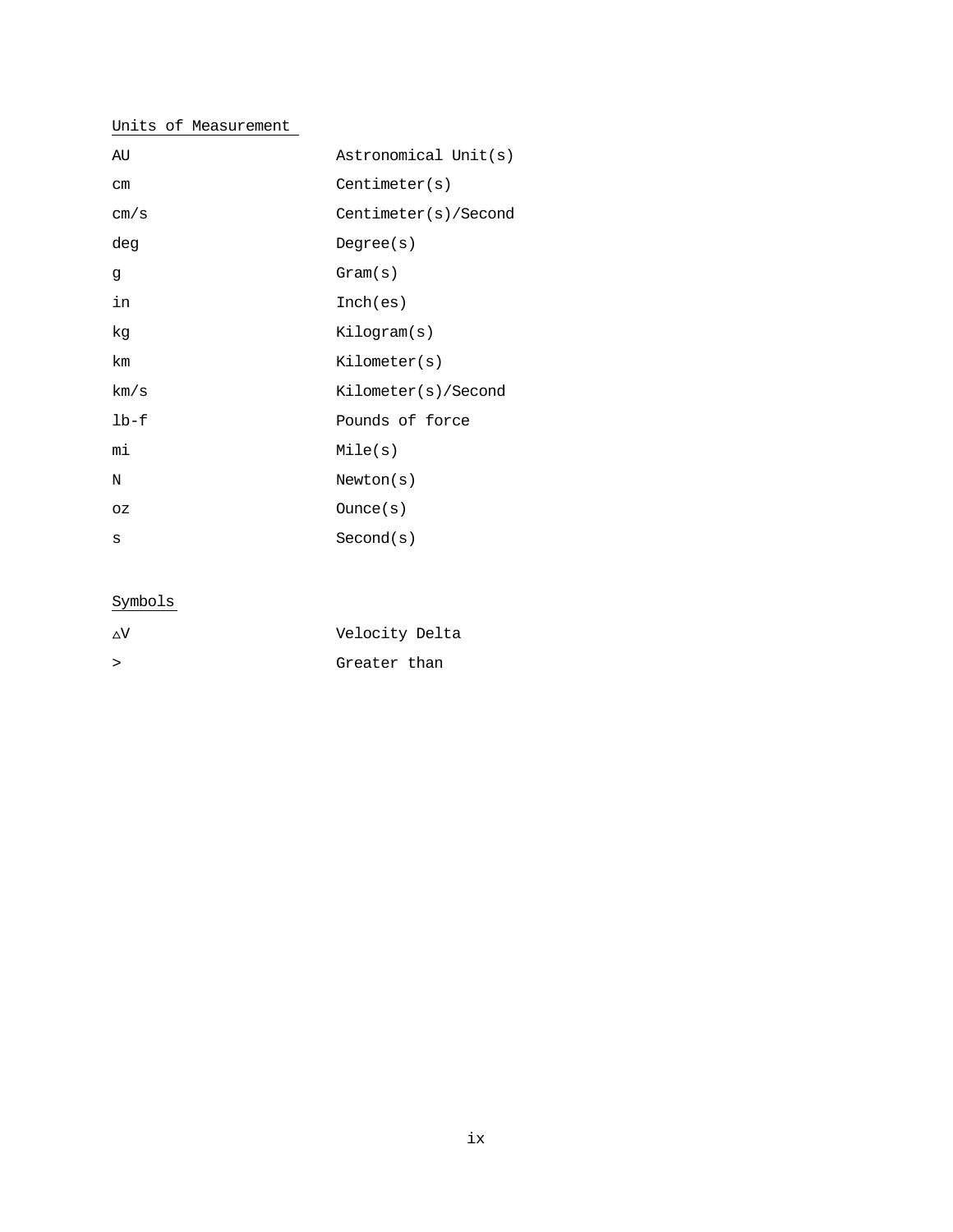## Units of Measurement

| | |
|---|---|
| AU | Astronomical Unit(s) |
| cm | Centimeter(s) |
| cm/s | Centimeter(s)/Second |
| deg | Degree(s) |
| g | Gram(s) |
| in | Inch(es) |
| kg | Kilogram(s) |
| km | Kilometer(s) |
| km/s | Kilometer(s)/Second |
| lb-f | Pounds of force |
| mi | Mile(s) |
| N | Newton(s) |
| oz | Ounce(s) |
| s | Second(s) |

## Symbols

| | |
|---|---|
| $\Delta V$ | Velocity Delta |
| > | Greater than |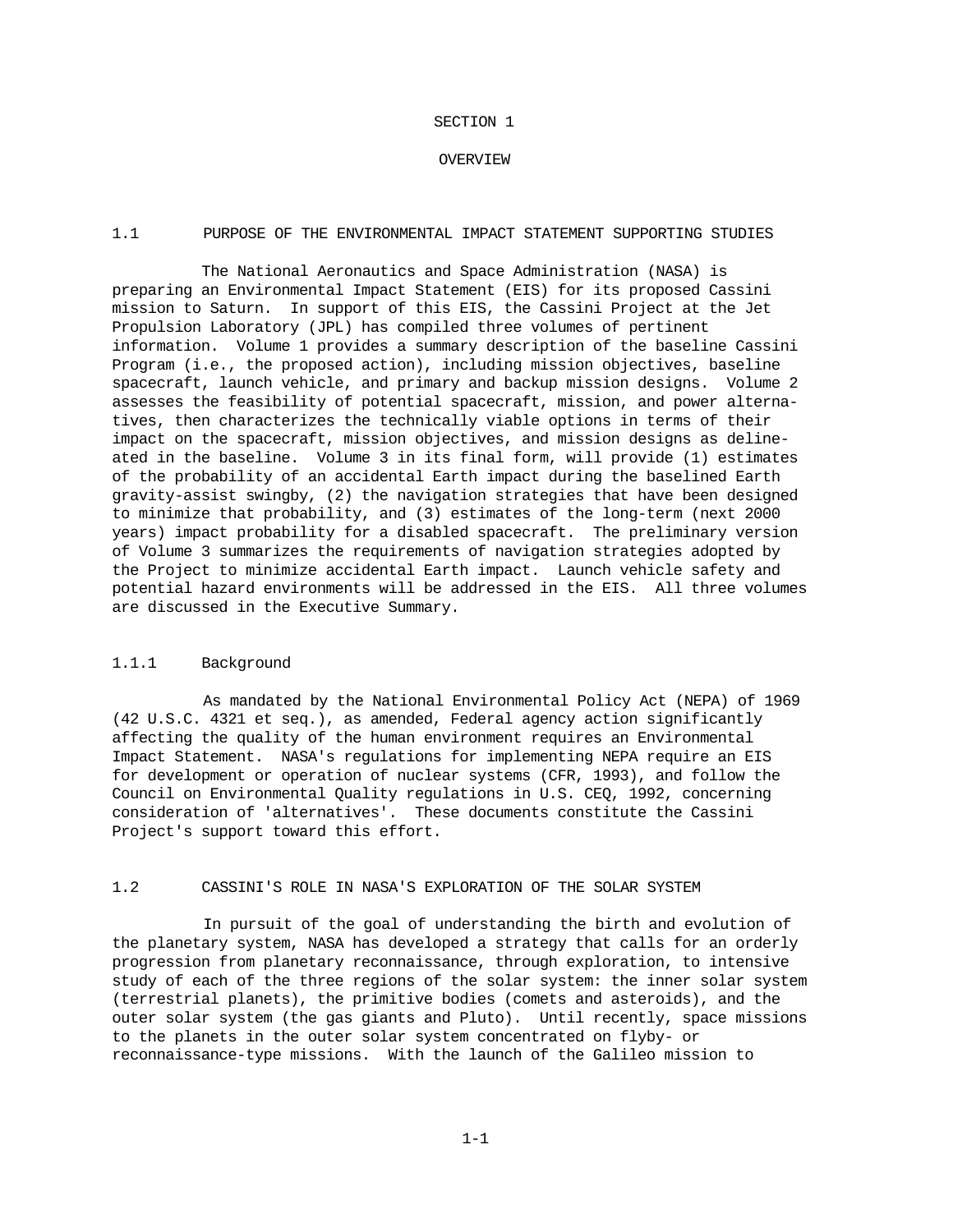# SECTION 1

# OVERVIEW

## 1.1 PURPOSE OF THE ENVIRONMENTAL IMPACT STATEMENT SUPPORTING STUDIES

The National Aeronautics and Space Administration (NASA) is preparing an Environmental Impact Statement (EIS) for its proposed Cassini mission to Saturn. In support of this EIS, the Cassini Project at the Jet Propulsion Laboratory (JPL) has compiled three volumes of pertinent information. Volume 1 provides a summary description of the baseline Cassini Program (i.e., the proposed action), including mission objectives, baseline spacecraft, launch vehicle, and primary and backup mission designs. Volume 2 assesses the feasibility of potential spacecraft, mission, and power alternatives, then characterizes the technically viable options in terms of their impact on the spacecraft, mission objectives, and mission designs as delineated in the baseline. Volume 3 in its final form, will provide (1) estimates of the probability of an accidental Earth impact during the baselined Earth gravity-assist swingby, (2) the navigation strategies that have been designed to minimize that probability, and (3) estimates of the long-term (next 2000 years) impact probability for a disabled spacecraft. The preliminary version of Volume 3 summarizes the requirements of navigation strategies adopted by the Project to minimize accidental Earth impact. Launch vehicle safety and potential hazard environments will be addressed in the EIS. All three volumes are discussed in the Executive Summary.

### 1.1.1 Background

As mandated by the National Environmental Policy Act (NEPA) of 1969 (42 U.S.C. 4321 et seq.), as amended, Federal agency action significantly affecting the quality of the human environment requires an Environmental Impact Statement. NASA's regulations for implementing NEPA require an EIS for development or operation of nuclear systems (CFR, 1993), and follow the Council on Environmental Quality regulations in U.S. CEQ, 1992, concerning consideration of 'alternatives'. These documents constitute the Cassini Project's support toward this effort.

## 1.2 CASSINI'S ROLE IN NASA'S EXPLORATION OF THE SOLAR SYSTEM

In pursuit of the goal of understanding the birth and evolution of the planetary system, NASA has developed a strategy that calls for an orderly progression from planetary reconnaissance, through exploration, to intensive study of each of the three regions of the solar system: the inner solar system (terrestrial planets), the primitive bodies (comets and asteroids), and the outer solar system (the gas giants and Pluto). Until recently, space missions to the planets in the outer solar system concentrated on flyby- or reconnaissance-type missions. With the launch of the Galileo mission to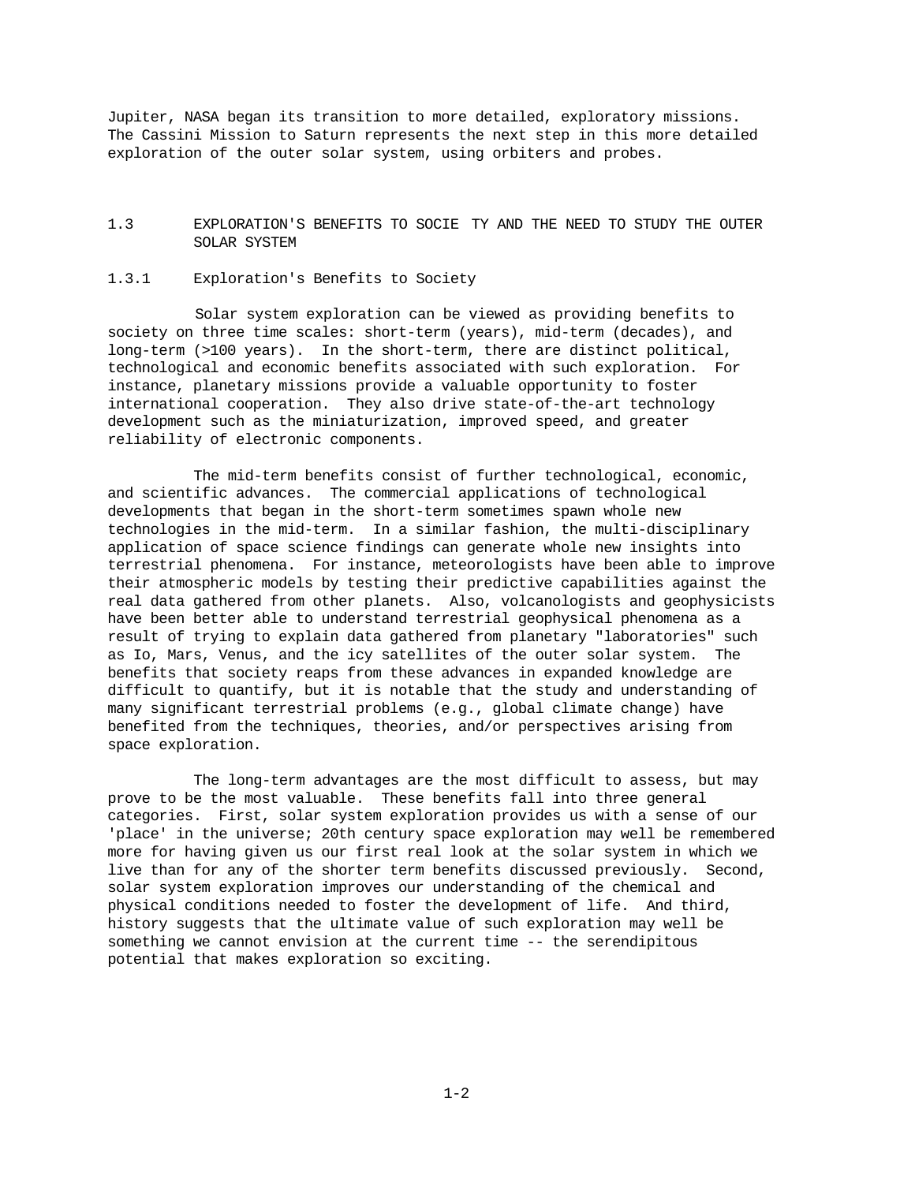Jupiter, NASA began its transition to more detailed, exploratory missions. The Cassini Mission to Saturn represents the next step in this more detailed exploration of the outer solar system, using orbiters and probes.

## 1.3 EXPLORATION'S BENEFITS TO SOCIETY AND THE NEED TO STUDY THE OUTER SOLAR SYSTEM

### 1.3.1 Exploration's Benefits to Society

Solar system exploration can be viewed as providing benefits to society on three time scales: short-term (years), mid-term (decades), and long-term (>100 years). In the short-term, there are distinct political, technological and economic benefits associated with such exploration. For instance, planetary missions provide a valuable opportunity to foster international cooperation. They also drive state-of-the-art technology development such as the miniaturization, improved speed, and greater reliability of electronic components.

The mid-term benefits consist of further technological, economic, and scientific advances. The commercial applications of technological developments that began in the short-term sometimes spawn whole new technologies in the mid-term. In a similar fashion, the multi-disciplinary application of space science findings can generate whole new insights into terrestrial phenomena. For instance, meteorologists have been able to improve their atmospheric models by testing their predictive capabilities against the real data gathered from other planets. Also, volcanologists and geophysicists have been better able to understand terrestrial geophysical phenomena as a result of trying to explain data gathered from planetary "laboratories" such as Io, Mars, Venus, and the icy satellites of the outer solar system. The benefits that society reaps from these advances in expanded knowledge are difficult to quantify, but it is notable that the study and understanding of many significant terrestrial problems (e.g., global climate change) have benefited from the techniques, theories, and/or perspectives arising from space exploration.

The long-term advantages are the most difficult to assess, but may prove to be the most valuable. These benefits fall into three general categories. First, solar system exploration provides us with a sense of our 'place' in the universe; 20th century space exploration may well be remembered more for having given us our first real look at the solar system in which we live than for any of the shorter term benefits discussed previously. Second, solar system exploration improves our understanding of the chemical and physical conditions needed to foster the development of life. And third, history suggests that the ultimate value of such exploration may well be something we cannot envision at the current time -- the serendipitous potential that makes exploration so exciting.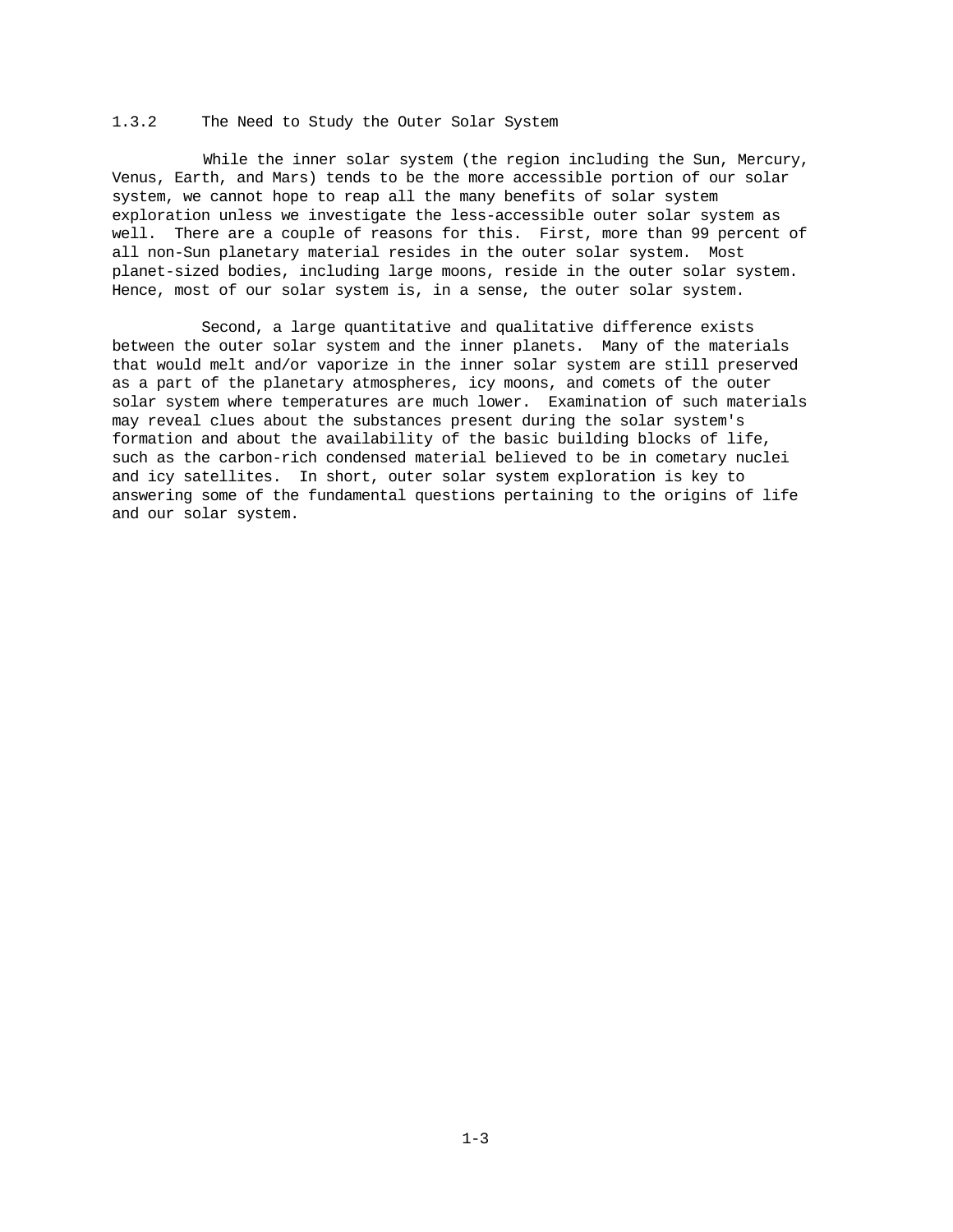### 1.3.2 The Need to Study the Outer Solar System

While the inner solar system (the region including the Sun, Mercury, Venus, Earth, and Mars) tends to be the more accessible portion of our solar system, we cannot hope to reap all the many benefits of solar system exploration unless we investigate the less-accessible outer solar system as well. There are a couple of reasons for this. First, more than 99 percent of all non-Sun planetary material resides in the outer solar system. Most planet-sized bodies, including large moons, reside in the outer solar system. Hence, most of our solar system is, in a sense, the outer solar system.

Second, a large quantitative and qualitative difference exists between the outer solar system and the inner planets. Many of the materials that would melt and/or vaporize in the inner solar system are still preserved as a part of the planetary atmospheres, icy moons, and comets of the outer solar system where temperatures are much lower. Examination of such materials may reveal clues about the substances present during the solar system's formation and about the availability of the basic building blocks of life, such as the carbon-rich condensed material believed to be in cometary nuclei and icy satellites. In short, outer solar system exploration is key to answering some of the fundamental questions pertaining to the origins of life and our solar system.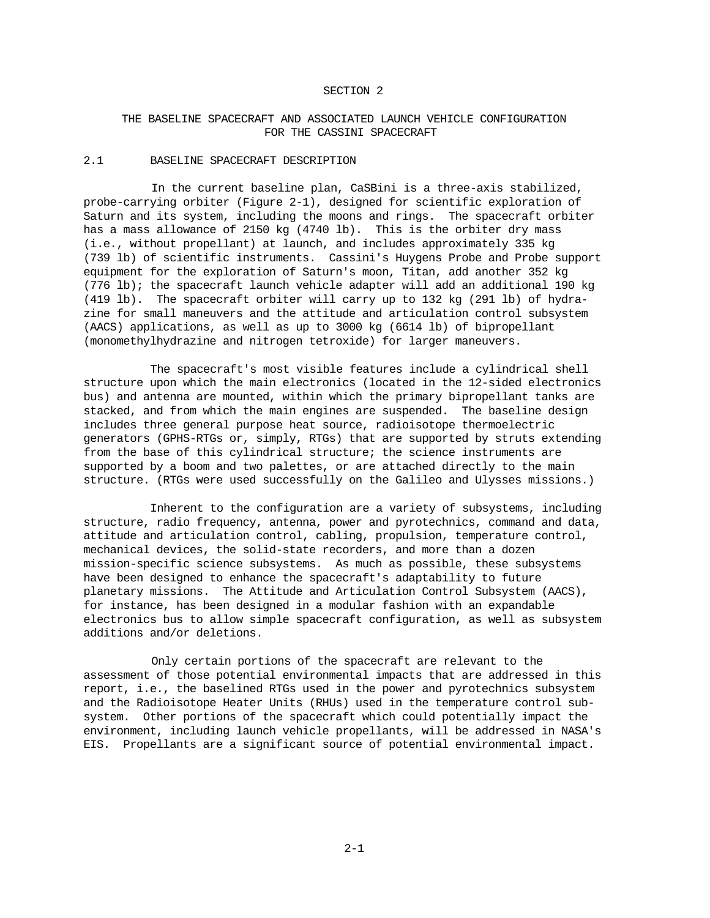# SECTION 2

# THE BASELINE SPACECRAFT AND ASSOCIATED LAUNCH VEHICLE CONFIGURATION FOR THE CASSINI SPACECRAFT

## 2.1 BASELINE SPACECRAFT DESCRIPTION

In the current baseline plan, CaSBini is a three-axis stabilized, probe-carrying orbiter (Figure 2-1), designed for scientific exploration of Saturn and its system, including the moons and rings. The spacecraft orbiter has a mass allowance of 2150 kg (4740 lb). This is the orbiter dry mass (i.e., without propellant) at launch, and includes approximately 335 kg (739 lb) of scientific instruments. Cassini's Huygens Probe and Probe support equipment for the exploration of Saturn's moon, Titan, add another 352 kg (776 lb); the spacecraft launch vehicle adapter will add an additional 190 kg (419 lb). The spacecraft orbiter will carry up to 132 kg (291 lb) of hydrazine for small maneuvers and the attitude and articulation control subsystem (AACS) applications, as well as up to 3000 kg (6614 lb) of bipropellant (monomethylhydrazine and nitrogen tetroxide) for larger maneuvers.

The spacecraft's most visible features include a cylindrical shell structure upon which the main electronics (located in the 12-sided electronics bus) and antenna are mounted, within which the primary bipropellant tanks are stacked, and from which the main engines are suspended. The baseline design includes three general purpose heat source, radioisotope thermoelectric generators (GPHS-RTGs or, simply, RTGs) that are supported by struts extending from the base of this cylindrical structure; the science instruments are supported by a boom and two palettes, or are attached directly to the main structure. (RTGs were used successfully on the Galileo and Ulysses missions.)

Inherent to the configuration are a variety of subsystems, including structure, radio frequency, antenna, power and pyrotechnics, command and data, attitude and articulation control, cabling, propulsion, temperature control, mechanical devices, the solid-state recorders, and more than a dozen mission-specific science subsystems. As much as possible, these subsystems have been designed to enhance the spacecraft's adaptability to future planetary missions. The Attitude and Articulation Control Subsystem (AACS), for instance, has been designed in a modular fashion with an expandable electronics bus to allow simple spacecraft configuration, as well as subsystem additions and/or deletions.

Only certain portions of the spacecraft are relevant to the assessment of those potential environmental impacts that are addressed in this report, i.e., the baselined RTGs used in the power and pyrotechnics subsystem and the Radioisotope Heater Units (RHUs) used in the temperature control subsystem. Other portions of the spacecraft which could potentially impact the environment, including launch vehicle propellants, will be addressed in NASA's EIS. Propellants are a significant source of potential environmental impact.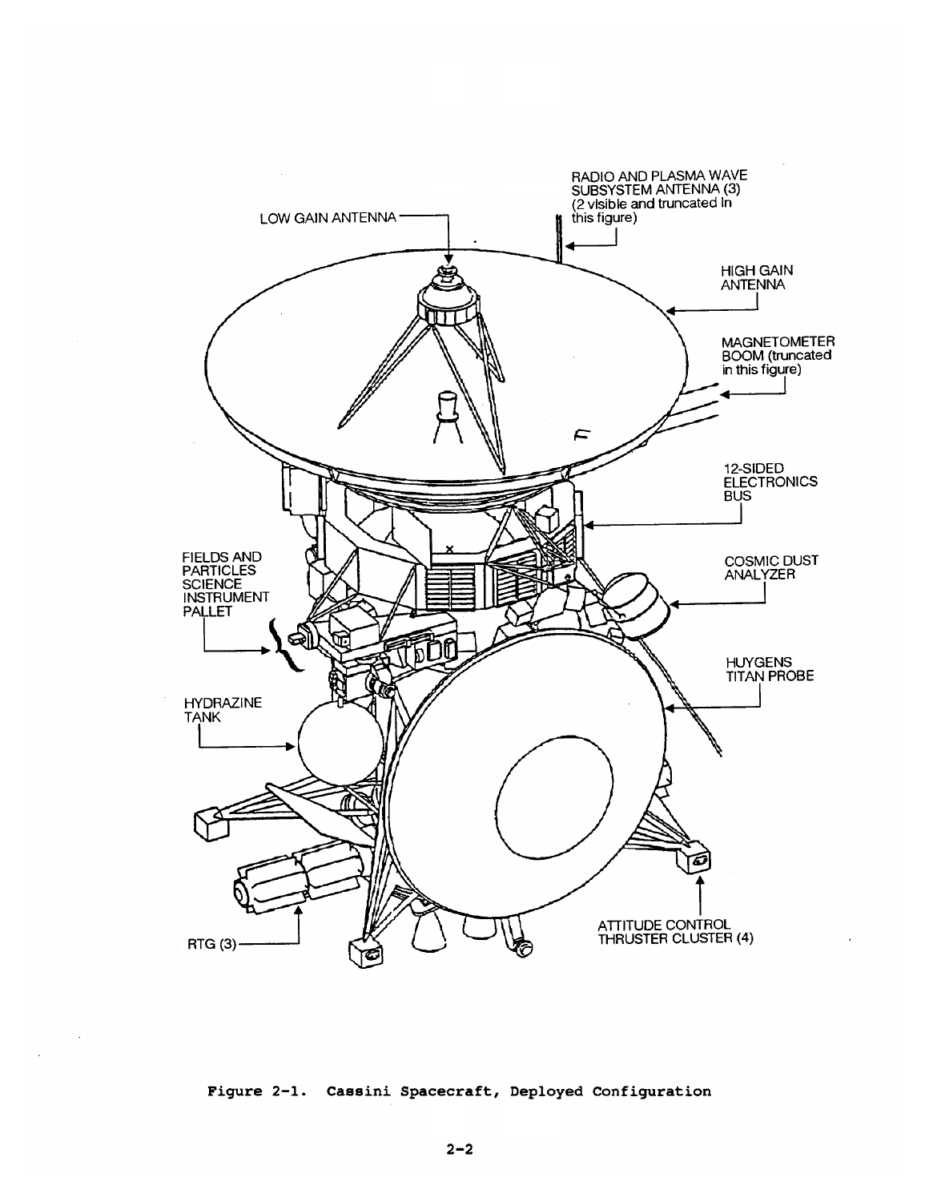Figure 2-1. Cassini Spacecraft, Deployed Configuration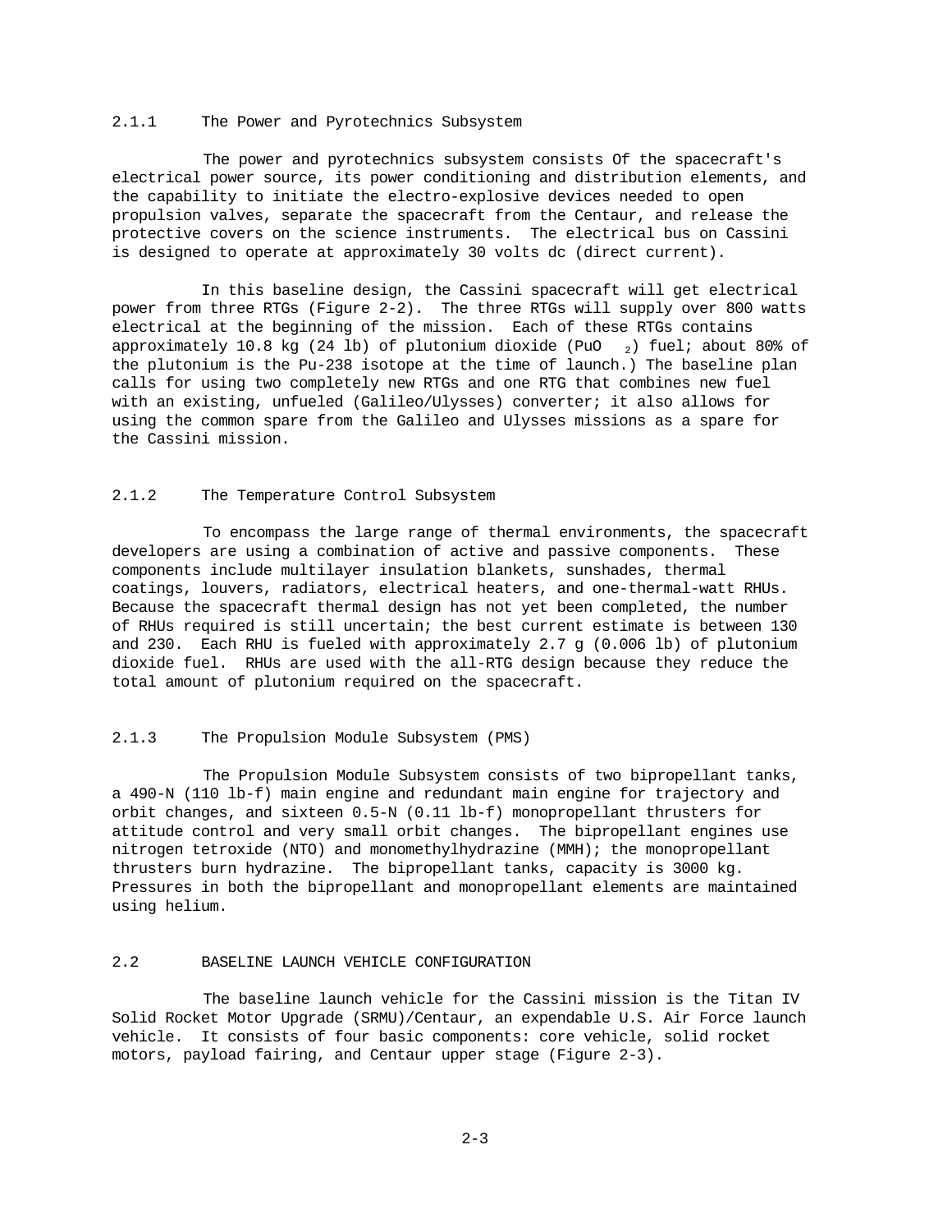### 2.1.1 The Power and Pyrotechnics Subsystem

The power and pyrotechnics subsystem consists Of the spacecraft's electrical power source, its power conditioning and distribution elements, and the capability to initiate the electro-explosive devices needed to open propulsion valves, separate the spacecraft from the Centaur, and release the protective covers on the science instruments. The electrical bus on Cassini is designed to operate at approximately 30 volts dc (direct current).

In this baseline design, the Cassini spacecraft will get electrical power from three RTGs (Figure 2-2). The three RTGs will supply over 800 watts electrical at the beginning of the mission. Each of these RTGs contains approximately 10.8 kg (24 lb) of plutonium dioxide ($PuO_2$) fuel; about 80% of the plutonium is the Pu-238 isotope at the time of launch.) The baseline plan calls for using two completely new RTGs and one RTG that combines new fuel with an existing, unfueled (Galileo/Ulysses) converter; it also allows for using the common spare from the Galileo and Ulysses missions as a spare for the Cassini mission.

### 2.1.2 The Temperature Control Subsystem

To encompass the large range of thermal environments, the spacecraft developers are using a combination of active and passive components. These components include multilayer insulation blankets, sunshades, thermal coatings, louvers, radiators, electrical heaters, and one-thermal-watt RHUs. Because the spacecraft thermal design has not yet been completed, the number of RHUs required is still uncertain; the best current estimate is between 130 and 230. Each RHU is fueled with approximately 2.7 g (0.006 lb) of plutonium dioxide fuel. RHUs are used with the all-RTG design because they reduce the total amount of plutonium required on the spacecraft.

### 2.1.3 The Propulsion Module Subsystem (PMS)

The Propulsion Module Subsystem consists of two bipropellant tanks, a 490-N (110 lb-f) main engine and redundant main engine for trajectory and orbit changes, and sixteen 0.5-N (0.11 lb-f) monopropellant thrusters for attitude control and very small orbit changes. The bipropellant engines use nitrogen tetroxide (NTO) and monomethylhydrazine (MMH); the monopropellant thrusters burn hydrazine. The bipropellant tanks, capacity is 3000 kg. Pressures in both the bipropellant and monopropellant elements are maintained using helium.

## 2.2 BASELINE LAUNCH VEHICLE CONFIGURATION

The baseline launch vehicle for the Cassini mission is the Titan IV Solid Rocket Motor Upgrade (SRMU)/Centaur, an expendable U.S. Air Force launch vehicle. It consists of four basic components: core vehicle, solid rocket motors, payload fairing, and Centaur upper stage (Figure 2-3).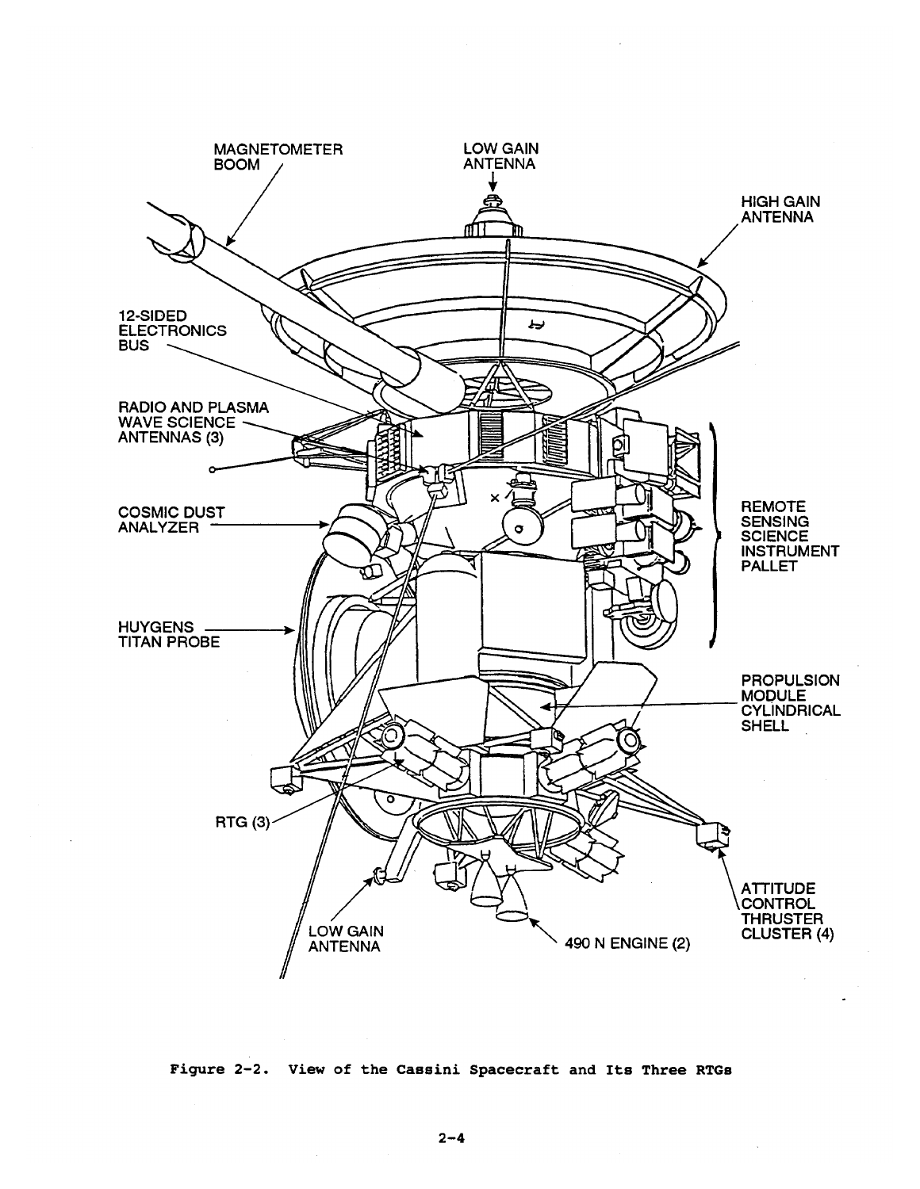Figure 2-2. View of the Cassini Spacecraft and Its Three RTGs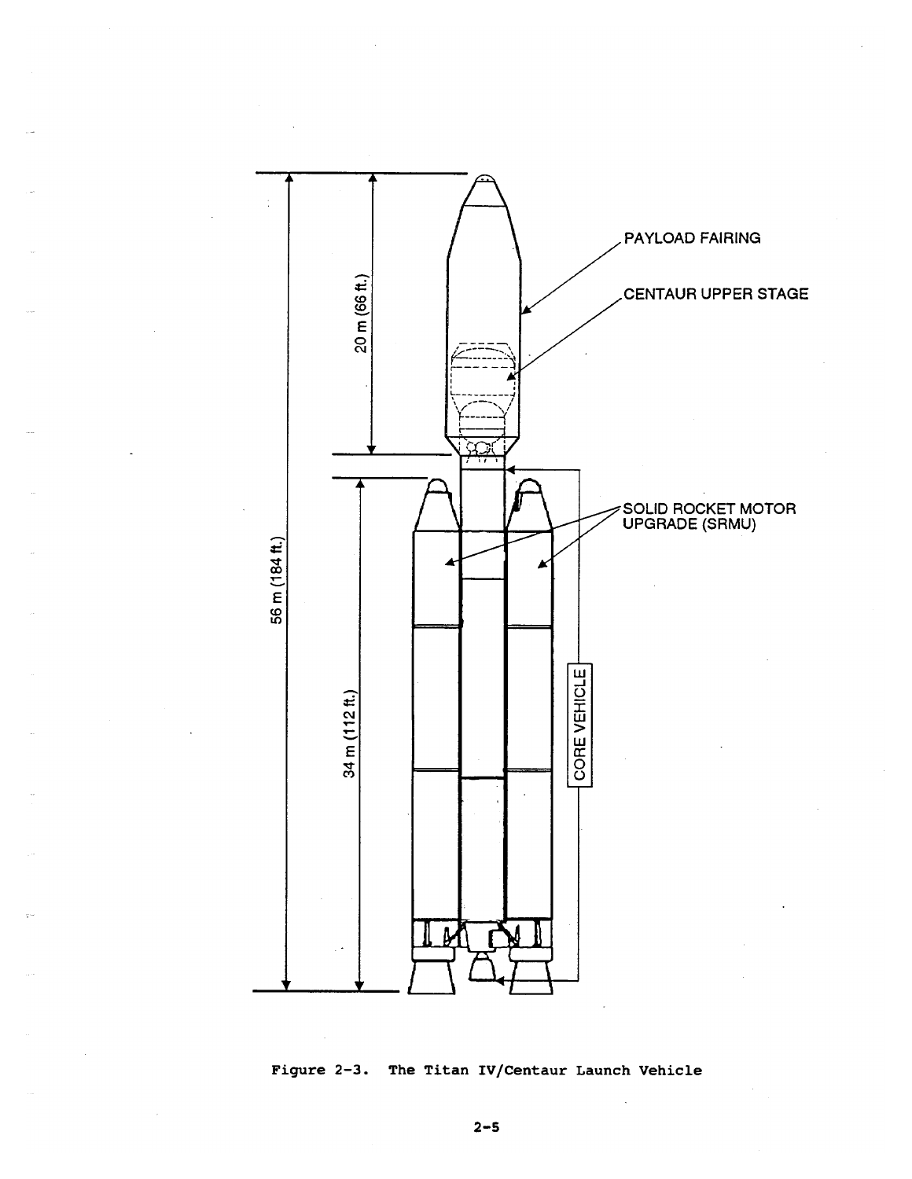PAYLOAD FAIRING

CENTAUR UPPER STAGE

SOLID ROCKET MOTOR UPGRADE (SRMU)

CORE VEHICLE

20 m (66 ft.)

56 m (184 ft.)

34 m (112 ft.)

Figure 2-3. The Titan IV/Centaur Launch Vehicle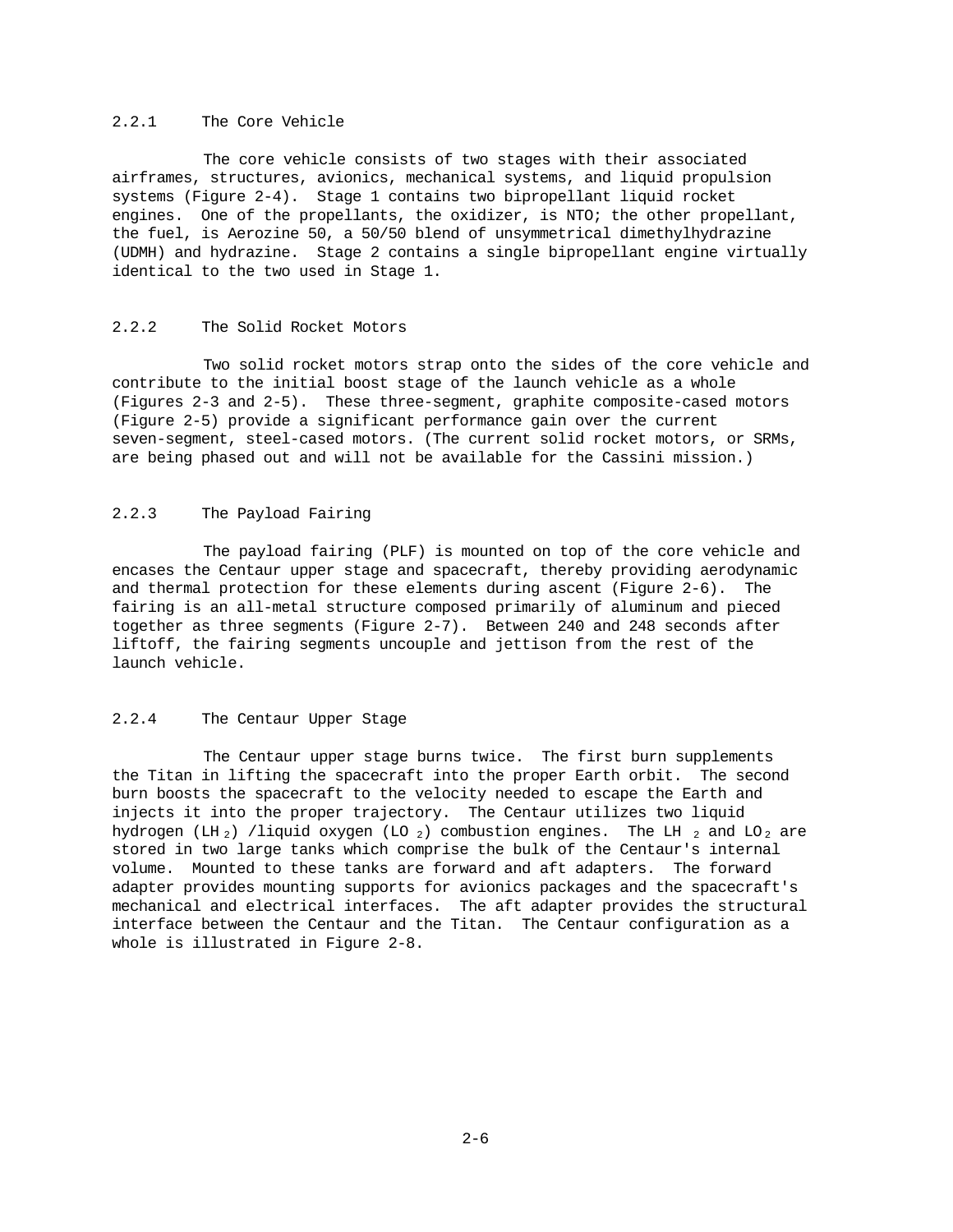### 2.2.1 The Core Vehicle

The core vehicle consists of two stages with their associated airframes, structures, avionics, mechanical systems, and liquid propulsion systems (Figure 2-4). Stage 1 contains two bipropellant liquid rocket engines. One of the propellants, the oxidizer, is NTO; the other propellant, the fuel, is Aerozine 50, a 50/50 blend of unsymmetrical dimethylhydrazine (UDMH) and hydrazine. Stage 2 contains a single bipropellant engine virtually identical to the two used in Stage 1.

### 2.2.2 The Solid Rocket Motors

Two solid rocket motors strap onto the sides of the core vehicle and contribute to the initial boost stage of the launch vehicle as a whole (Figures 2-3 and 2-5). These three-segment, graphite composite-cased motors (Figure 2-5) provide a significant performance gain over the current seven-segment, steel-cased motors. (The current solid rocket motors, or SRMs, are being phased out and will not be available for the Cassini mission.)

### 2.2.3 The Payload Fairing

The payload fairing (PLF) is mounted on top of the core vehicle and encases the Centaur upper stage and spacecraft, thereby providing aerodynamic and thermal protection for these elements during ascent (Figure 2-6). The fairing is an all-metal structure composed primarily of aluminum and pieced together as three segments (Figure 2-7). Between 240 and 248 seconds after liftoff, the fairing segments uncouple and jettison from the rest of the launch vehicle.

### 2.2.4 The Centaur Upper Stage

The Centaur upper stage burns twice. The first burn supplements the Titan in lifting the spacecraft into the proper Earth orbit. The second burn boosts the spacecraft to the velocity needed to escape the Earth and injects it into the proper trajectory. The Centaur utilizes two liquid hydrogen ($LH_2$) /liquid oxygen ($LO_2$) combustion engines. The $LH_2$ and $LO_2$ are stored in two large tanks which comprise the bulk of the Centaur's internal volume. Mounted to these tanks are forward and aft adapters. The forward adapter provides mounting supports for avionics packages and the spacecraft's mechanical and electrical interfaces. The aft adapter provides the structural interface between the Centaur and the Titan. The Centaur configuration as a whole is illustrated in Figure 2-8.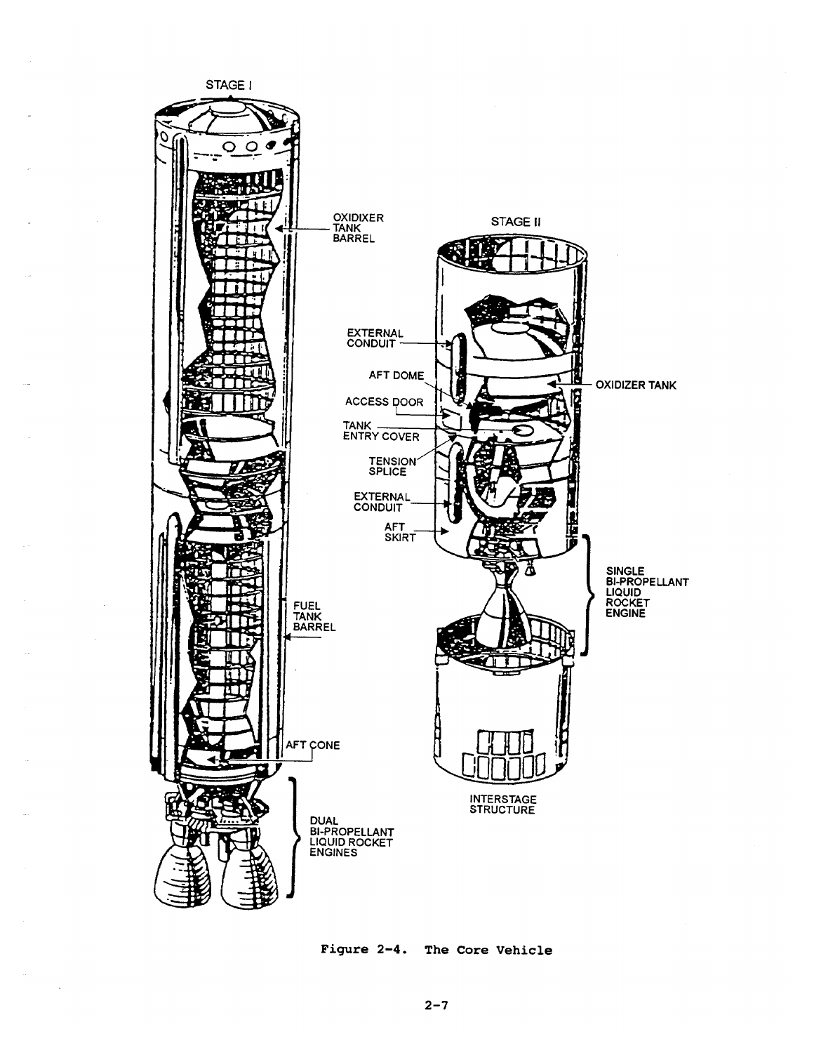STAGE I

OXIDIXER TANK BARREL

FUEL TANK BARREL

AFT CONE

DUAL BI-PROPELLANT LIQUID ROCKET ENGINES

STAGE II

EXTERNAL CONDUIT

AFT DOME

ACCESS DOOR

TANK ENTRY COVER

TENSION SPLICE

EXTERNAL CONDUIT

AFT SKIRT

OXIDIZER TANK

SINGLE BI-PROPELLANT LIQUID ROCKET ENGINE

INTERSTAGE STRUCTURE

Figure 2-4. The Core Vehicle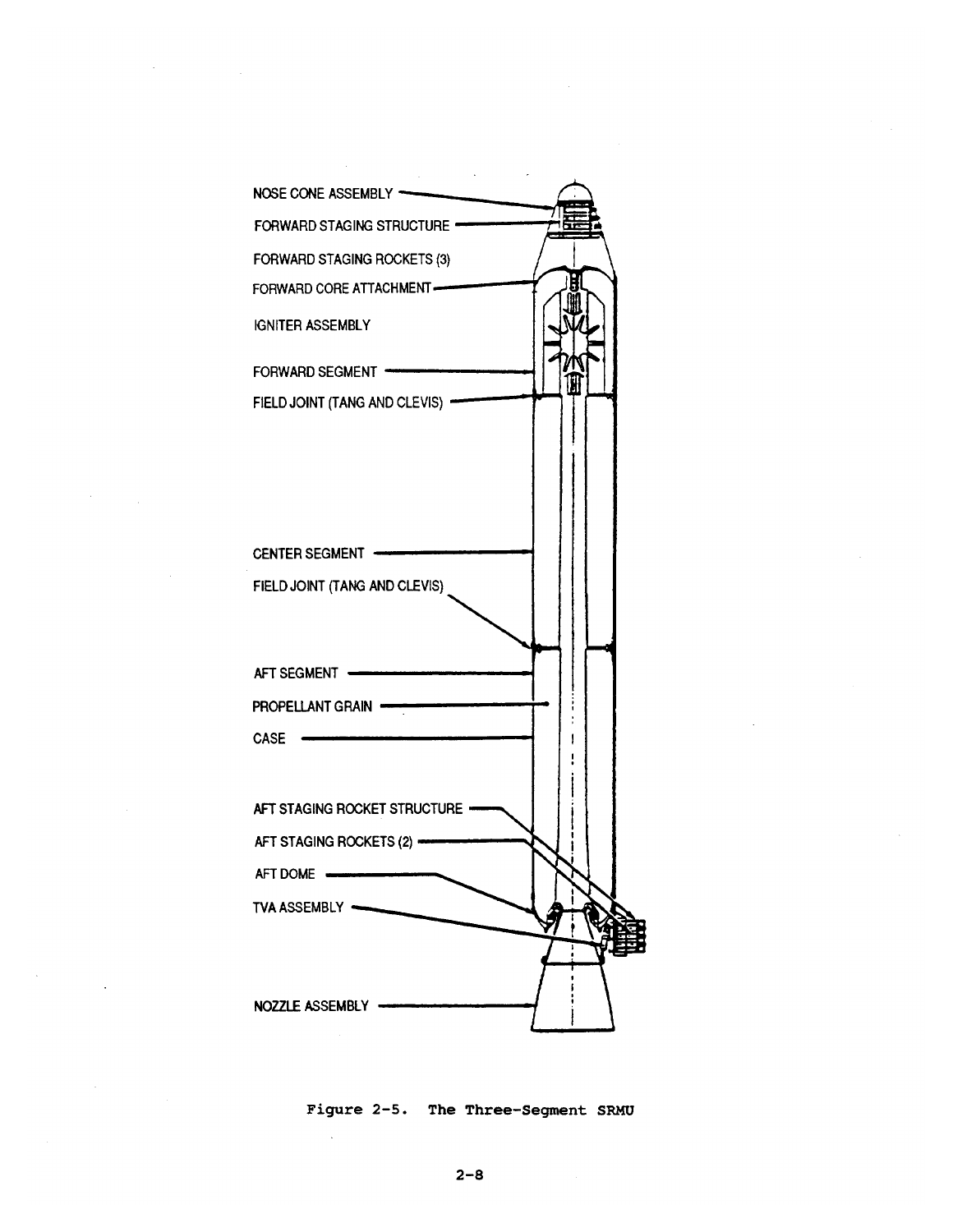NOSE CONE ASSEMBLY

FORWARD STAGING STRUCTURE

FORWARD STAGING ROCKETS (3)

FORWARD CORE ATTACHMENT

IGNITER ASSEMBLY

FORWARD SEGMENT

FIELD JOINT (TANG AND CLEVIS)

CENTER SEGMENT

FIELD JOINT (TANG AND CLEVIS)

AFT SEGMENT

PROPELLANT GRAIN

CASE

AFT STAGING ROCKET STRUCTURE

AFT STAGING ROCKETS (2)

AFT DOME

TVA ASSEMBLY

NOZZLE ASSEMBLY

Figure 2-5. The Three-Segment SRMU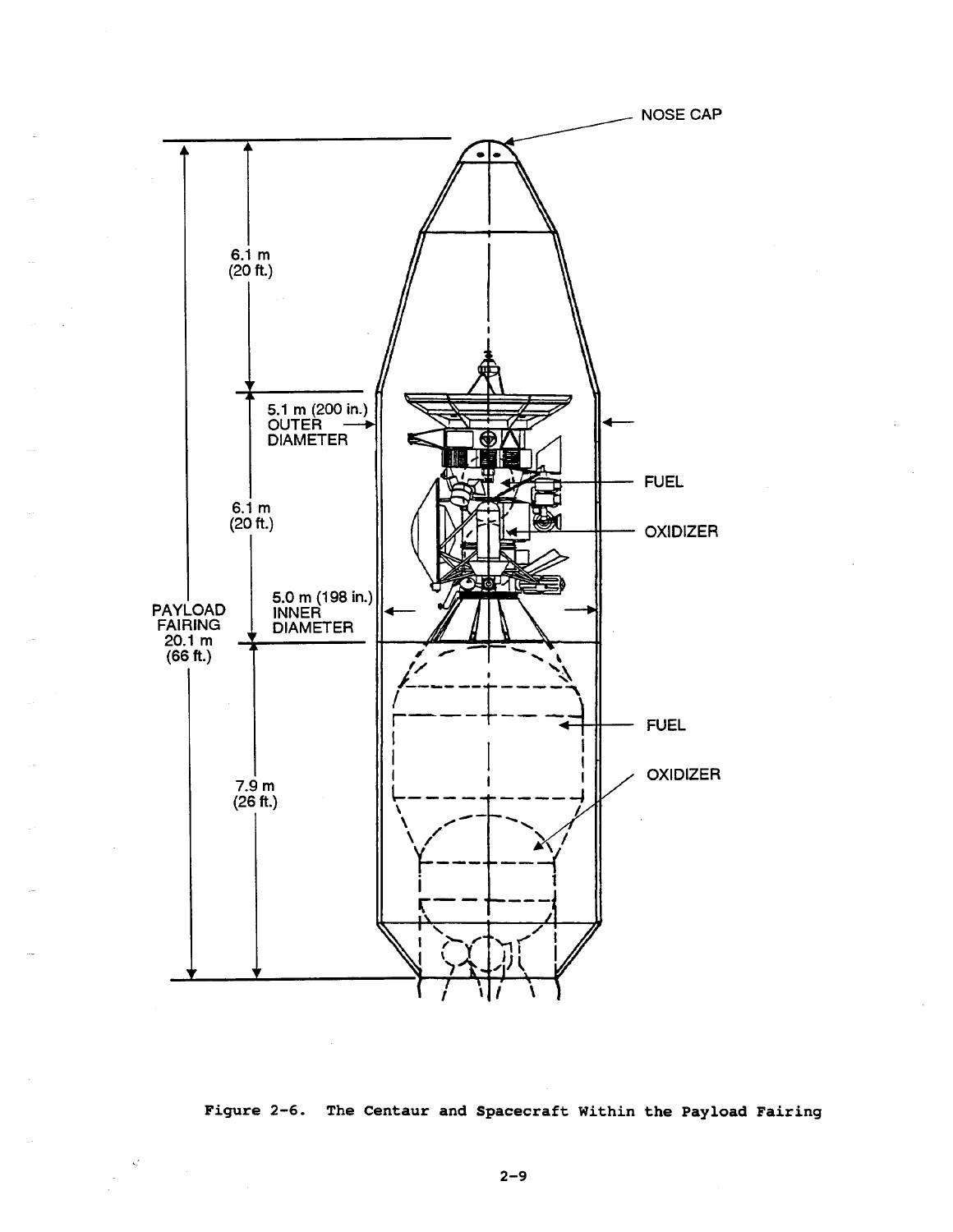Figure 2-6. The Centaur and Spacecraft Within the Payload Fairing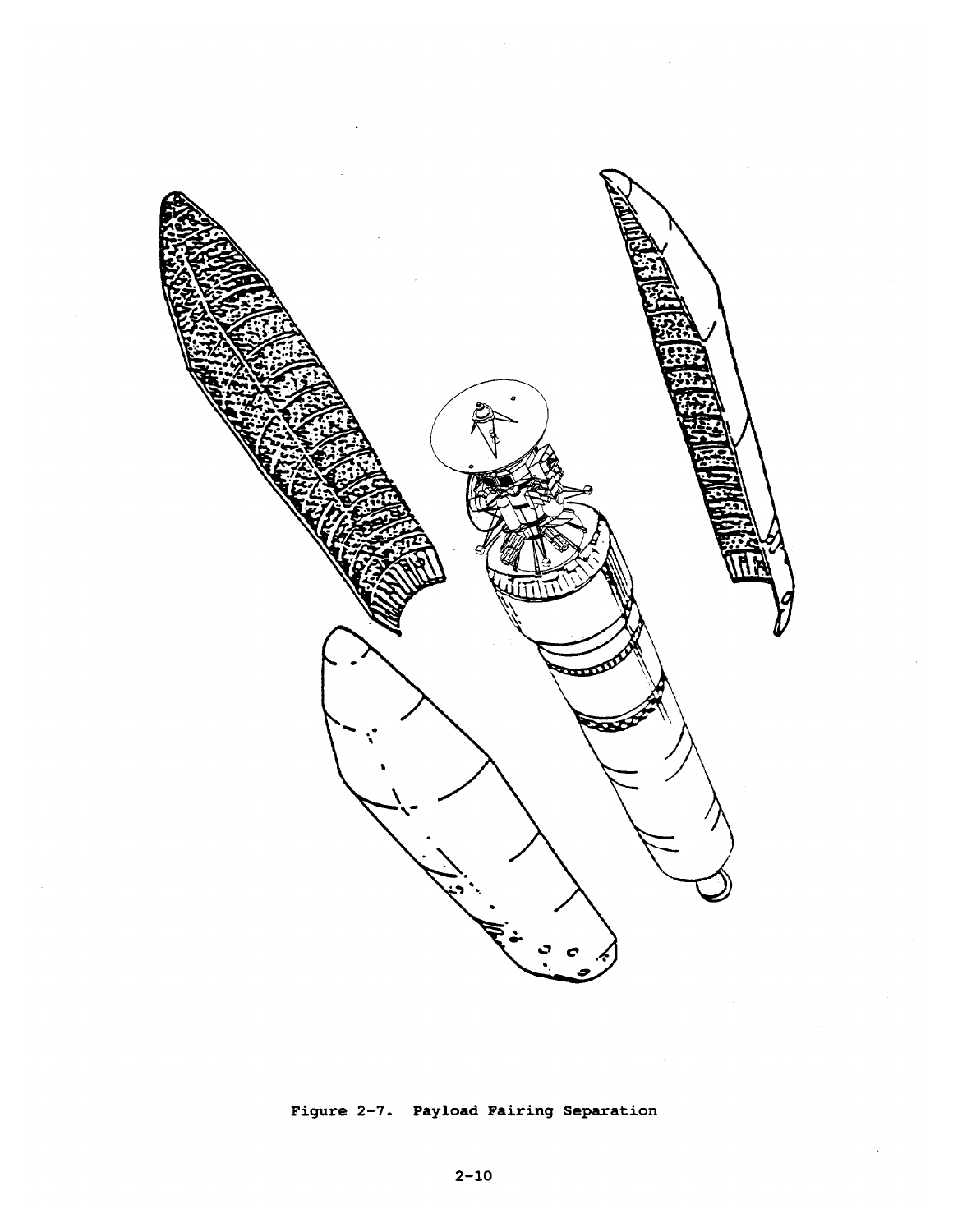Figure 2-7. Payload Fairing Separation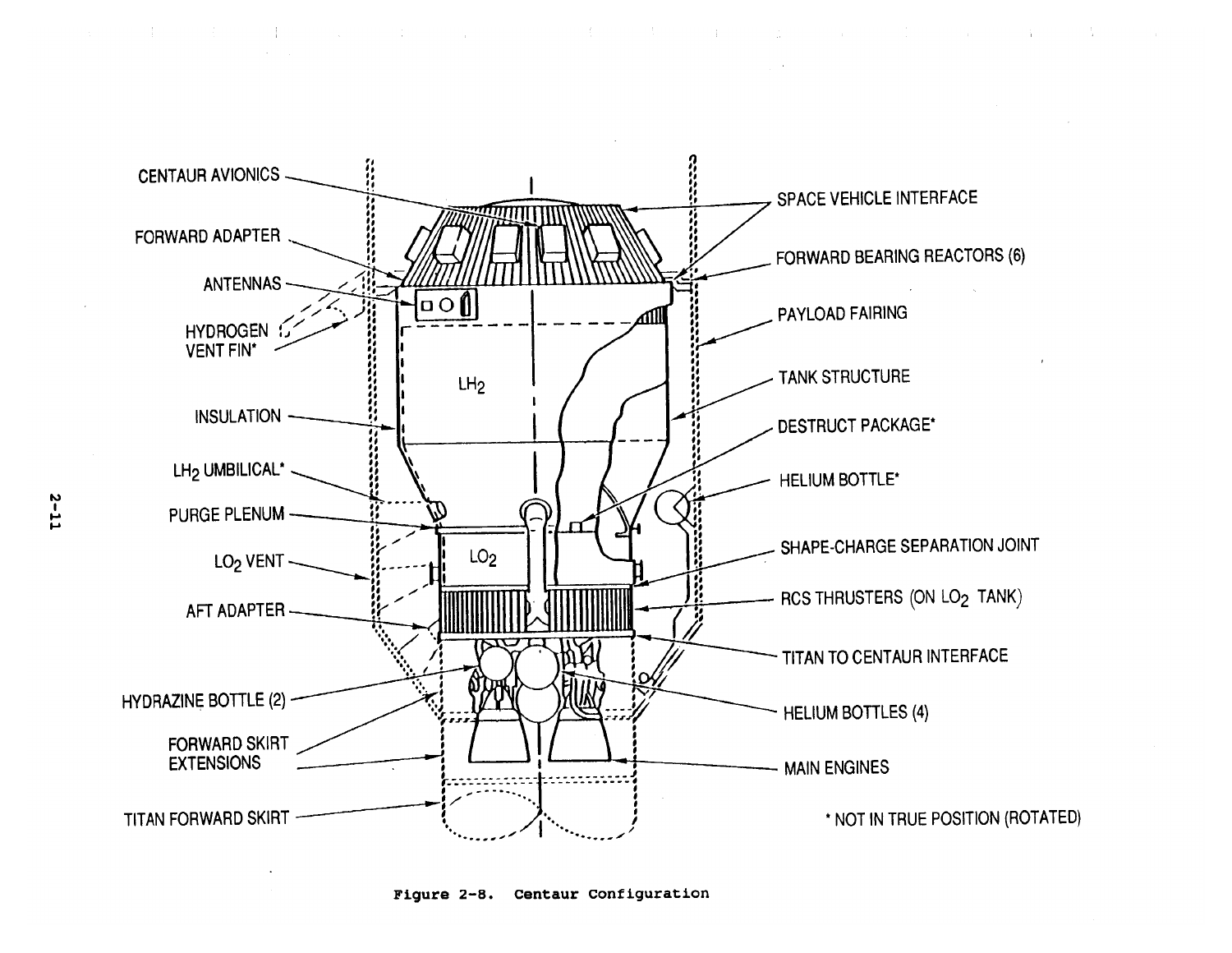CENTAUR AVIONICS

FORWARD ADAPTER

ANTENNAS

HYDROGEN VENT FIN*

INSULATION

$LH_2$ UMBILICAL*

PURGE PLENUM

$LO_2$ VENT

AFT ADAPTER

HYDRAZINE BOTTLE (2)

FORWARD SKIRT EXTENSIONS

TITAN FORWARD SKIRT

$LH_2$

$LO_2$

SPACE VEHICLE INTERFACE

FORWARD BEARING REACTORS (6)

PAYLOAD FAIRING

TANK STRUCTURE

DESTRUCT PACKAGE*

HELIUM BOTTLE*

SHAPE-CHARGE SEPARATION JOINT

RCS THRUSTERS (ON $LO_2$ TANK)

TITAN TO CENTAUR INTERFACE

HELIUM BOTTLES (4)

MAIN ENGINES

* NOT IN TRUE POSITION (ROTATED)

Figure 2-8. Centaur Configuration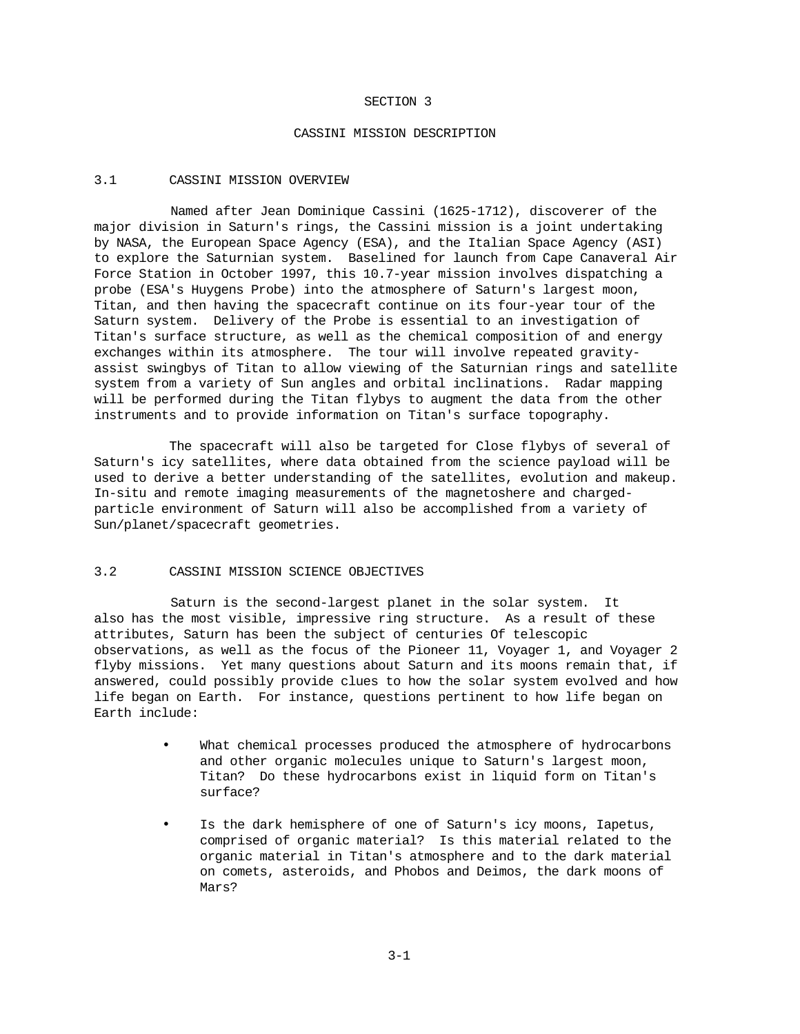# SECTION 3

# CASSINI MISSION DESCRIPTION

## 3.1 CASSINI MISSION OVERVIEW

Named after Jean Dominique Cassini (1625-1712), discoverer of the major division in Saturn's rings, the Cassini mission is a joint undertaking by NASA, the European Space Agency (ESA), and the Italian Space Agency (ASI) to explore the Saturnian system. Baselined for launch from Cape Canaveral Air Force Station in October 1997, this 10.7-year mission involves dispatching a probe (ESA's Huygens Probe) into the atmosphere of Saturn's largest moon, Titan, and then having the spacecraft continue on its four-year tour of the Saturn system. Delivery of the Probe is essential to an investigation of Titan's surface structure, as well as the chemical composition of and energy exchanges within its atmosphere. The tour will involve repeated gravity-assist swingbys of Titan to allow viewing of the Saturnian rings and satellite system from a variety of Sun angles and orbital inclinations. Radar mapping will be performed during the Titan flybys to augment the data from the other instruments and to provide information on Titan's surface topography.

The spacecraft will also be targeted for Close flybys of several of Saturn's icy satellites, where data obtained from the science payload will be used to derive a better understanding of the satellites, evolution and makeup. In-situ and remote imaging measurements of the magnetoshere and charged-particle environment of Saturn will also be accomplished from a variety of Sun/planet/spacecraft geometries.

## 3.2 CASSINI MISSION SCIENCE OBJECTIVES

Saturn is the second-largest planet in the solar system. It also has the most visible, impressive ring structure. As a result of these attributes, Saturn has been the subject of centuries Of telescopic observations, as well as the focus of the Pioneer 11, Voyager 1, and Voyager 2 flyby missions. Yet many questions about Saturn and its moons remain that, if answered, could possibly provide clues to how the solar system evolved and how life began on Earth. For instance, questions pertinent to how life began on Earth include:

- What chemical processes produced the atmosphere of hydrocarbons and other organic molecules unique to Saturn's largest moon, Titan? Do these hydrocarbons exist in liquid form on Titan's surface?

- Is the dark hemisphere of one of Saturn's icy moons, Iapetus, comprised of organic material? Is this material related to the organic material in Titan's atmosphere and to the dark material on comets, asteroids, and Phobos and Deimos, the dark moons of Mars?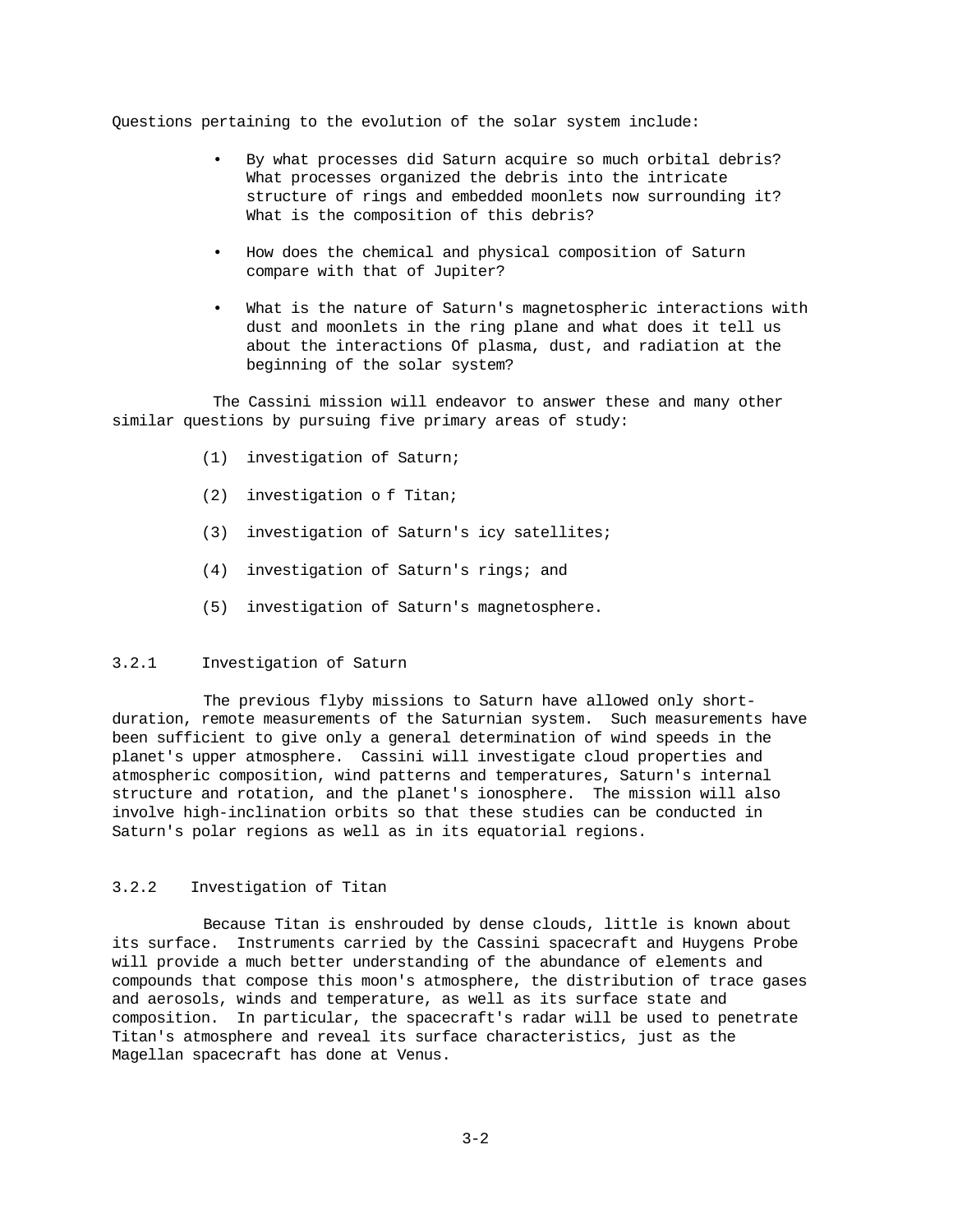Questions pertaining to the evolution of the solar system include:

- By what processes did Saturn acquire so much orbital debris? What processes organized the debris into the intricate structure of rings and embedded moonlets now surrounding it? What is the composition of this debris?

- How does the chemical and physical composition of Saturn compare with that of Jupiter?

- What is the nature of Saturn's magnetospheric interactions with dust and moonlets in the ring plane and what does it tell us about the interactions Of plasma, dust, and radiation at the beginning of the solar system?

The Cassini mission will endeavor to answer these and many other similar questions by pursuing five primary areas of study:

(1) investigation of Saturn;

(2) investigation o f Titan;

(3) investigation of Saturn's icy satellites;

(4) investigation of Saturn's rings; and

(5) investigation of Saturn's magnetosphere.

### 3.2.1 Investigation of Saturn

The previous flyby missions to Saturn have allowed only short-duration, remote measurements of the Saturnian system. Such measurements have been sufficient to give only a general determination of wind speeds in the planet's upper atmosphere. Cassini will investigate cloud properties and atmospheric composition, wind patterns and temperatures, Saturn's internal structure and rotation, and the planet's ionosphere. The mission will also involve high-inclination orbits so that these studies can be conducted in Saturn's polar regions as well as in its equatorial regions.

### 3.2.2 Investigation of Titan

Because Titan is enshrouded by dense clouds, little is known about its surface. Instruments carried by the Cassini spacecraft and Huygens Probe will provide a much better understanding of the abundance of elements and compounds that compose this moon's atmosphere, the distribution of trace gases and aerosols, winds and temperature, as well as its surface state and composition. In particular, the spacecraft's radar will be used to penetrate Titan's atmosphere and reveal its surface characteristics, just as the Magellan spacecraft has done at Venus.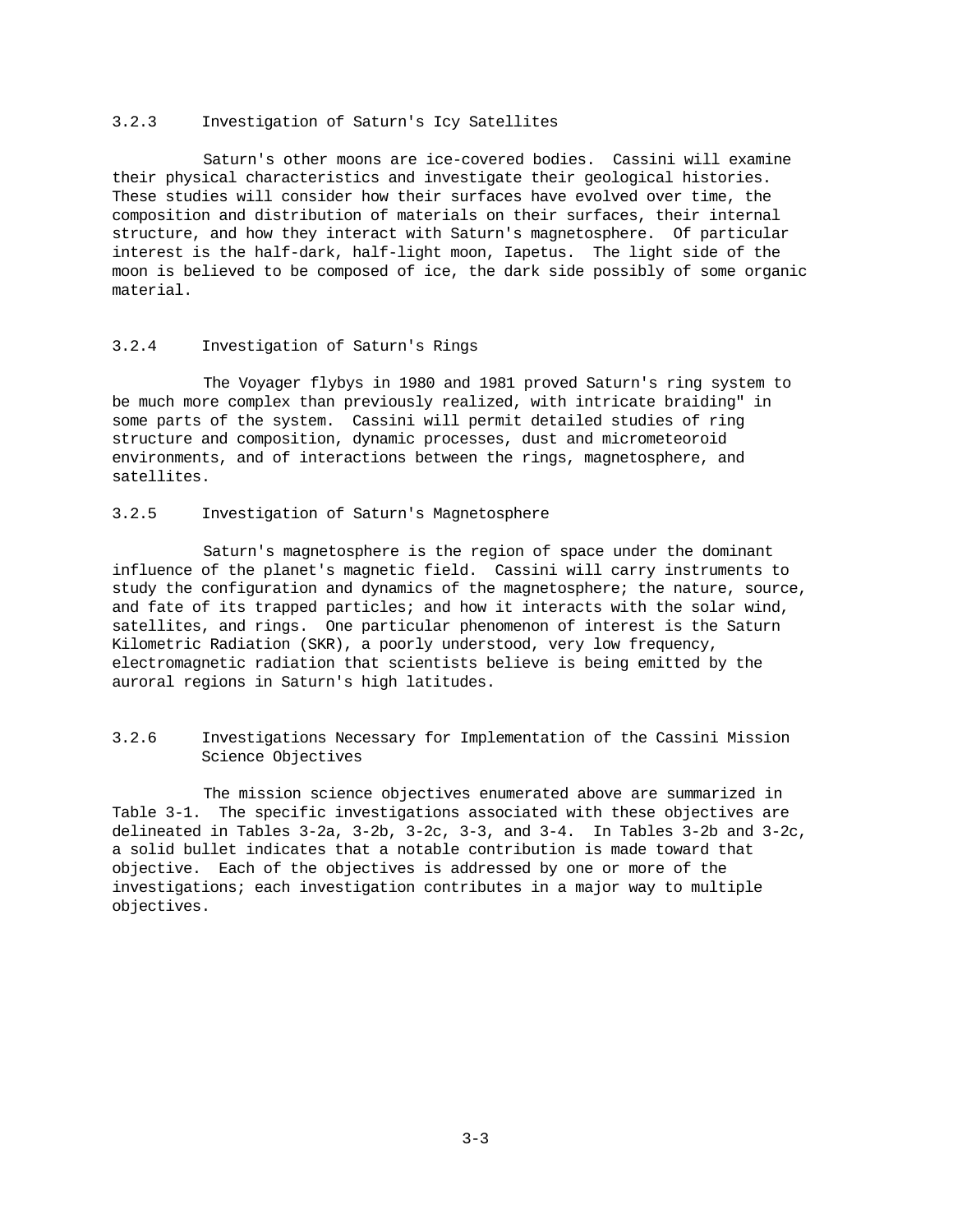### 3.2.3 Investigation of Saturn's Icy Satellites

Saturn's other moons are ice-covered bodies. Cassini will examine their physical characteristics and investigate their geological histories. These studies will consider how their surfaces have evolved over time, the composition and distribution of materials on their surfaces, their internal structure, and how they interact with Saturn's magnetosphere. Of particular interest is the half-dark, half-light moon, Iapetus. The light side of the moon is believed to be composed of ice, the dark side possibly of some organic material.

### 3.2.4 Investigation of Saturn's Rings

The Voyager flybys in 1980 and 1981 proved Saturn's ring system to be much more complex than previously realized, with intricate braiding" in some parts of the system. Cassini will permit detailed studies of ring structure and composition, dynamic processes, dust and micrometeoroid environments, and of interactions between the rings, magnetosphere, and satellites.

### 3.2.5 Investigation of Saturn's Magnetosphere

Saturn's magnetosphere is the region of space under the dominant influence of the planet's magnetic field. Cassini will carry instruments to study the configuration and dynamics of the magnetosphere; the nature, source, and fate of its trapped particles; and how it interacts with the solar wind, satellites, and rings. One particular phenomenon of interest is the Saturn Kilometric Radiation (SKR), a poorly understood, very low frequency, electromagnetic radiation that scientists believe is being emitted by the auroral regions in Saturn's high latitudes.

### 3.2.6 Investigations Necessary for Implementation of the Cassini Mission Science Objectives

The mission science objectives enumerated above are summarized in Table 3-1. The specific investigations associated with these objectives are delineated in Tables 3-2a, 3-2b, 3-2c, 3-3, and 3-4. In Tables 3-2b and 3-2c, a solid bullet indicates that a notable contribution is made toward that objective. Each of the objectives is addressed by one or more of the investigations; each investigation contributes in a major way to multiple objectives.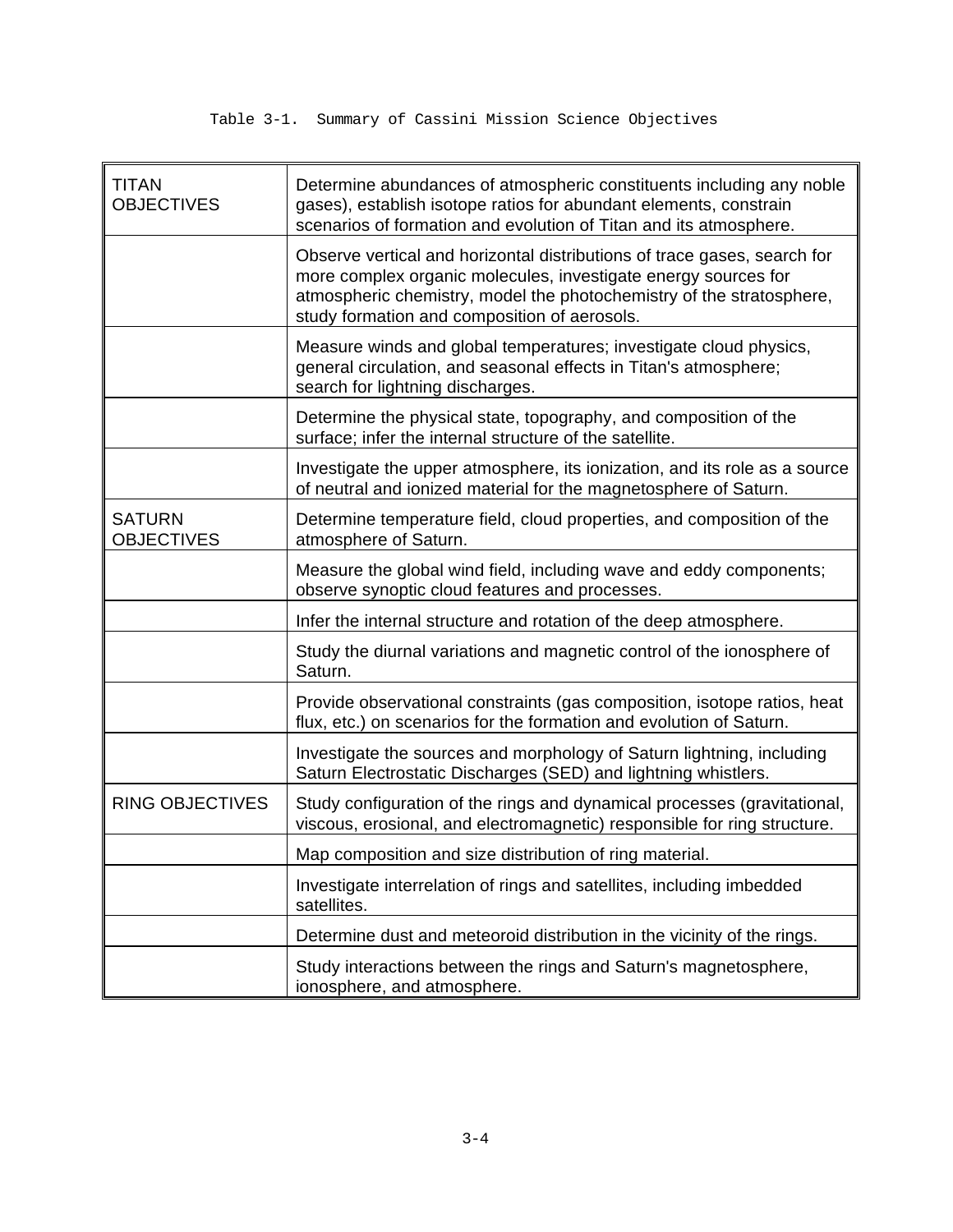Table 3-1. Summary of Cassini Mission Science Objectives

| | |
|---|---|
| TITAN OBJECTIVES | Determine abundances of atmospheric constituents including any noble gases), establish isotope ratios for abundant elements, constrain scenarios of formation and evolution of Titan and its atmosphere. |
| | Observe vertical and horizontal distributions of trace gases, search for more complex organic molecules, investigate energy sources for atmospheric chemistry, model the photochemistry of the stratosphere, study formation and composition of aerosols. |
| | Measure winds and global temperatures; investigate cloud physics, general circulation, and seasonal effects in Titan's atmosphere; search for lightning discharges. |
| | Determine the physical state, topography, and composition of the surface; infer the internal structure of the satellite. |
| | Investigate the upper atmosphere, its ionization, and its role as a source of neutral and ionized material for the magnetosphere of Saturn. |
| SATURN OBJECTIVES | Determine temperature field, cloud properties, and composition of the atmosphere of Saturn. |
| | Measure the global wind field, including wave and eddy components; observe synoptic cloud features and processes. |
| | Infer the internal structure and rotation of the deep atmosphere. |
| | Study the diurnal variations and magnetic control of the ionosphere of Saturn. |
| | Provide observational constraints (gas composition, isotope ratios, heat flux, etc.) on scenarios for the formation and evolution of Saturn. |
| | Investigate the sources and morphology of Saturn lightning, including Saturn Electrostatic Discharges (SED) and lightning whistlers. |
| RING OBJECTIVES | Study configuration of the rings and dynamical processes (gravitational, viscous, erosional, and electromagnetic) responsible for ring structure. |
| | Map composition and size distribution of ring material. |
| | Investigate interrelation of rings and satellites, including imbedded satellites. |
| | Determine dust and meteoroid distribution in the vicinity of the rings. |
| | Study interactions between the rings and Saturn's magnetosphere, ionosphere, and atmosphere. |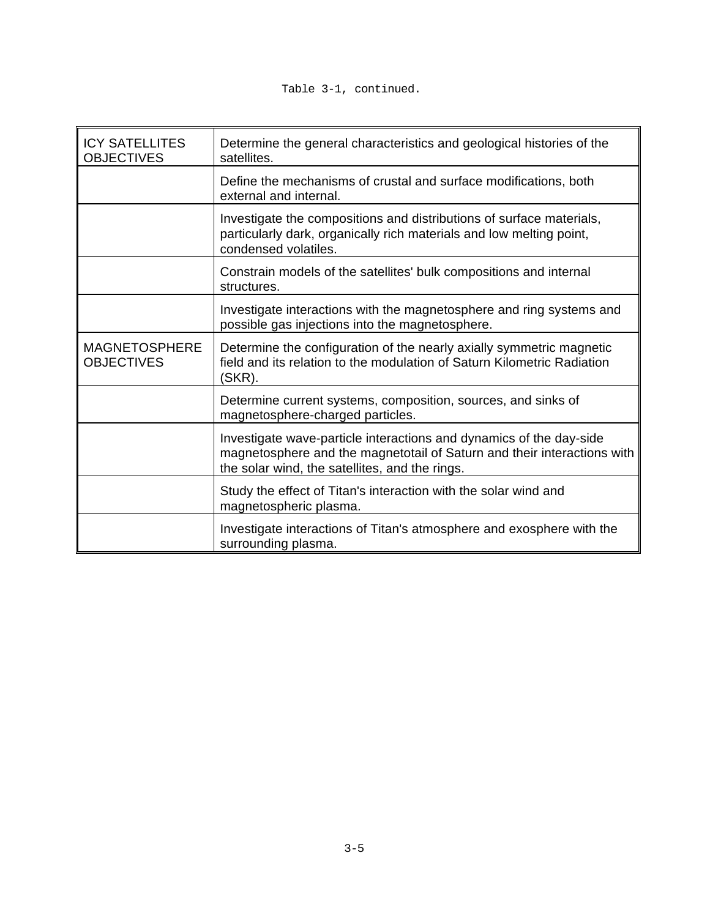Table 3-1, continued.

| | |
|---|---|
| ICY SATELLITES OBJECTIVES | Determine the general characteristics and geological histories of the satellites. |
| | Define the mechanisms of crustal and surface modifications, both external and internal. |
| | Investigate the compositions and distributions of surface materials, particularly dark, organically rich materials and low melting point, condensed volatiles. |
| | Constrain models of the satellites' bulk compositions and internal structures. |
| | Investigate interactions with the magnetosphere and ring systems and possible gas injections into the magnetosphere. |
| MAGNETOSPHERE OBJECTIVES | Determine the configuration of the nearly axially symmetric magnetic field and its relation to the modulation of Saturn Kilometric Radiation (SKR). |
| | Determine current systems, composition, sources, and sinks of magnetosphere-charged particles. |
| | Investigate wave-particle interactions and dynamics of the day-side magnetosphere and the magnetotail of Saturn and their interactions with the solar wind, the satellites, and the rings. |
| | Study the effect of Titan's interaction with the solar wind and magnetospheric plasma. |
| | Investigate interactions of Titan's atmosphere and exosphere with the surrounding plasma. |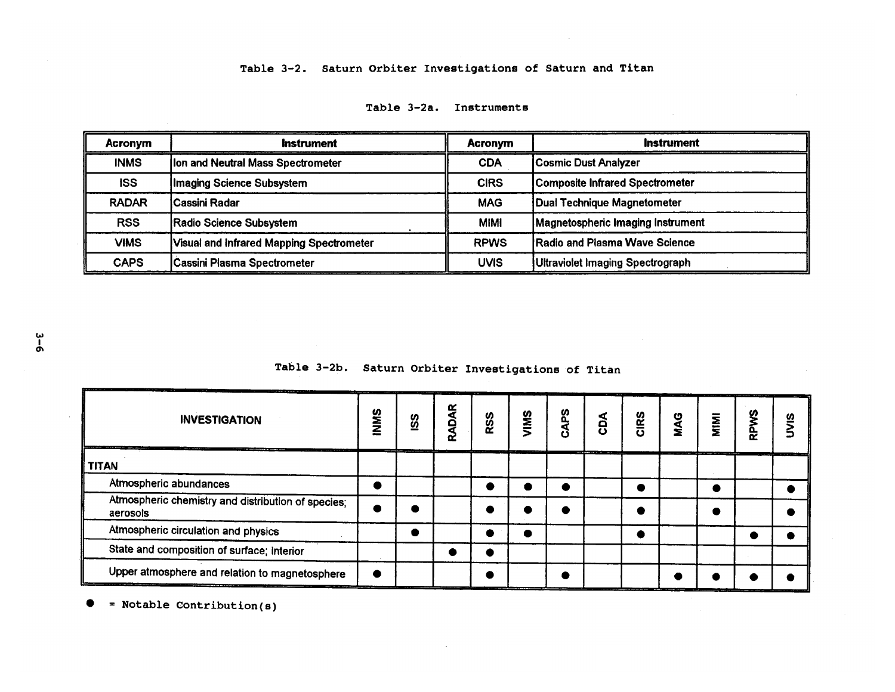# Table 3-2. Saturn Orbiter Investigations of Saturn and Titan

## Table 3-2a. Instruments

| Acronym | Instrument | Acronym | Instrument |
|---|---|---|---|
| INMS | Ion and Neutral Mass Spectrometer | CDA | Cosmic Dust Analyzer |
| ISS | Imaging Science Subsystem | CIRS | Composite Infrared Spectrometer |
| RADAR | Cassini Radar | MAG | Dual Technique Magnetometer |
| RSS | Radio Science Subsystem | MIMI | Magnetospheric Imaging Instrument |
| VIMS | Visual and Infrared Mapping Spectrometer | RPWS | Radio and Plasma Wave Science |
| CAPS | Cassini Plasma Spectrometer | UVIS | Ultraviolet Imaging Spectrograph |

## Table 3-2b. Saturn Orbiter Investigations of Titan

| INVESTIGATION | INMS | ISS | RADAR | RSS | VIMS | CAPS | CDA | CIRS | MAG | MIMI | RPWS | UVIS |
|---|---|---|---|---|---|---|---|---|---|---|---|---|
| **TITAN** | | | | | | | | | | | | |
| Atmospheric abundances | ● | | | ● | ● | ● | | ● | | ● | | ● |
| Atmospheric chemistry and distribution of species; aerosols | ● | ● | | ● | ● | ● | | ● | | ● | | ● |
| Atmospheric circulation and physics | | ● | | ● | ● | | | ● | | | ● | ● |
| State and composition of surface; interior | | | ● | ● | | | | | | | | |
| Upper atmosphere and relation to magnetosphere | ● | | | ● | | ● | | | ● | ● | ● | ● |

● = Notable Contribution(s)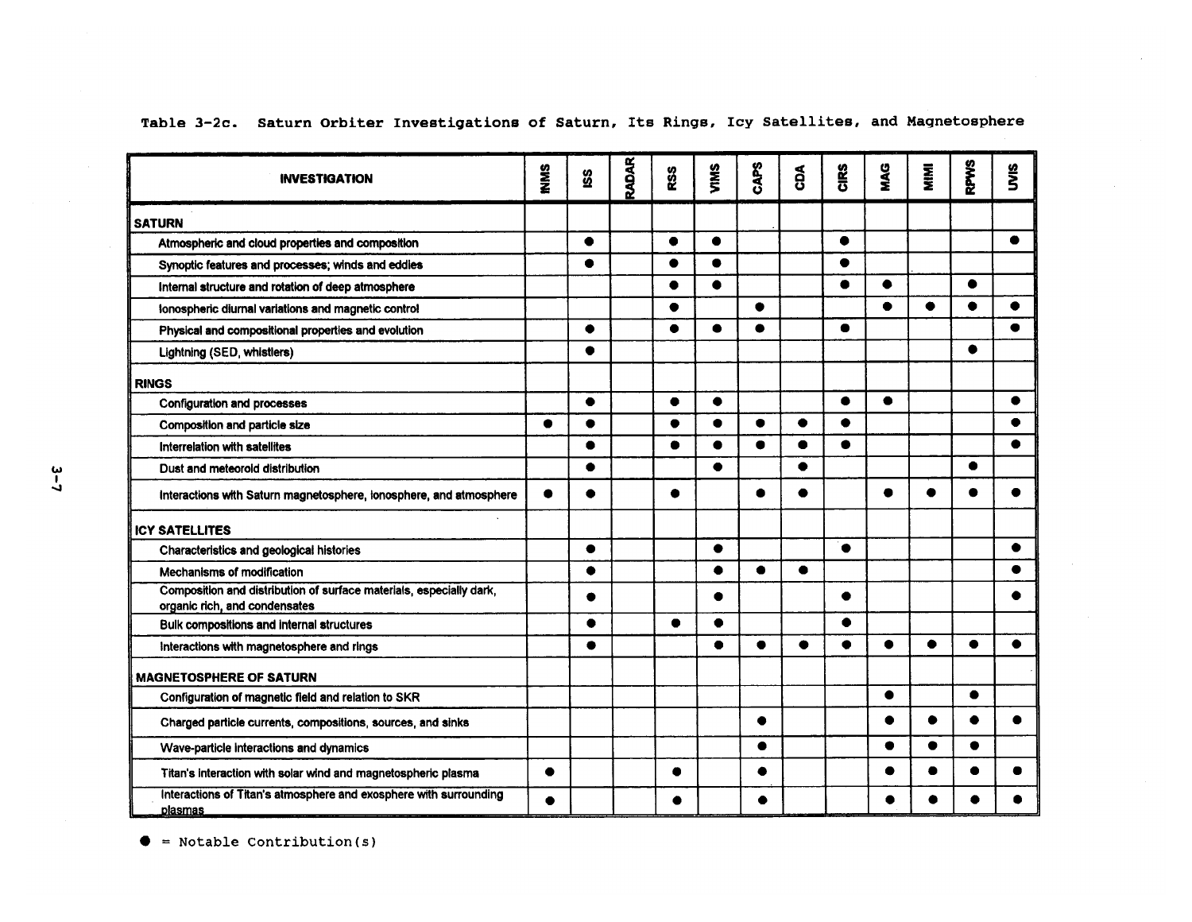Table 3-2c. Saturn Orbiter Investigations of Saturn, Its Rings, Icy Satellites, and Magnetosphere

| INVESTIGATION | INMS | ISS | RADAR | RSS | VIMS | CAPS | CDA | CIRS | MAG | MIMI | RPWS | UVIS |
|---|---|---|---|---|---|---|---|---|---|---|---|---|
| **SATURN** | | | | | | | | | | | | |
| Atmospheric and cloud properties and composition | | ● | | ● | ● | | | ● | | | | ● |
| Synoptic features and processes; winds and eddies | | ● | | ● | ● | | | ● | | | | |
| Internal structure and rotation of deep atmosphere | | | | ● | ● | | | ● | ● | | ● | |
| Ionospheric diurnal variations and magnetic control | | | | ● | | ● | | | ● | ● | ● | ● |
| Physical and compositional properties and evolution | | ● | | ● | ● | ● | | ● | | | | ● |
| Lightning (SED, whistlers) | | ● | | | | | | | | | ● | |
| **RINGS** | | | | | | | | | | | | |
| Configuration and processes | | ● | | ● | ● | | | ● | ● | | | ● |
| Composition and particle size | ● | ● | | ● | ● | ● | ● | ● | | | | ● |
| Interrelation with satellites | | ● | | ● | ● | ● | ● | ● | | | | ● |
| Dust and meteoroid distribution | | ● | | | ● | | ● | | | | ● | |
| Interactions with Saturn magnetosphere, ionosphere, and atmosphere | ● | ● | | ● | | ● | ● | | ● | ● | ● | ● |
| **ICY SATELLITES** | | | | | | | | | | | | |
| Characteristics and geological histories | | ● | | | ● | | | ● | | | | ● |
| Mechanisms of modification | | ● | | | ● | ● | ● | | | | | ● |
| Composition and distribution of surface materials, especially dark, organic rich, and condensates | | ● | | | ● | | | ● | | | | ● |
| Bulk compositions and internal structures | | ● | | ● | ● | | | ● | | | | |
| Interactions with magnetosphere and rings | | ● | | | ● | ● | ● | ● | ● | ● | ● | ● |
| **MAGNETOSPHERE OF SATURN** | | | | | | | | | | | | |
| Configuration of magnetic field and relation to SKR | | | | | | | | | ● | | ● | |
| Charged particle currents, compositions, sources, and sinks | | | | | | ● | | | ● | ● | ● | ● |
| Wave-particle interactions and dynamics | | | | | | ● | | | ● | ● | ● | |
| Titan's interaction with solar wind and magnetospheric plasma | ● | | | ● | | ● | | | ● | ● | ● | ● |
| Interactions of Titan's atmosphere and exosphere with surrounding plasmas | ● | | | ● | | ● | | | ● | ● | ● | ● |

● = Notable Contribution(s)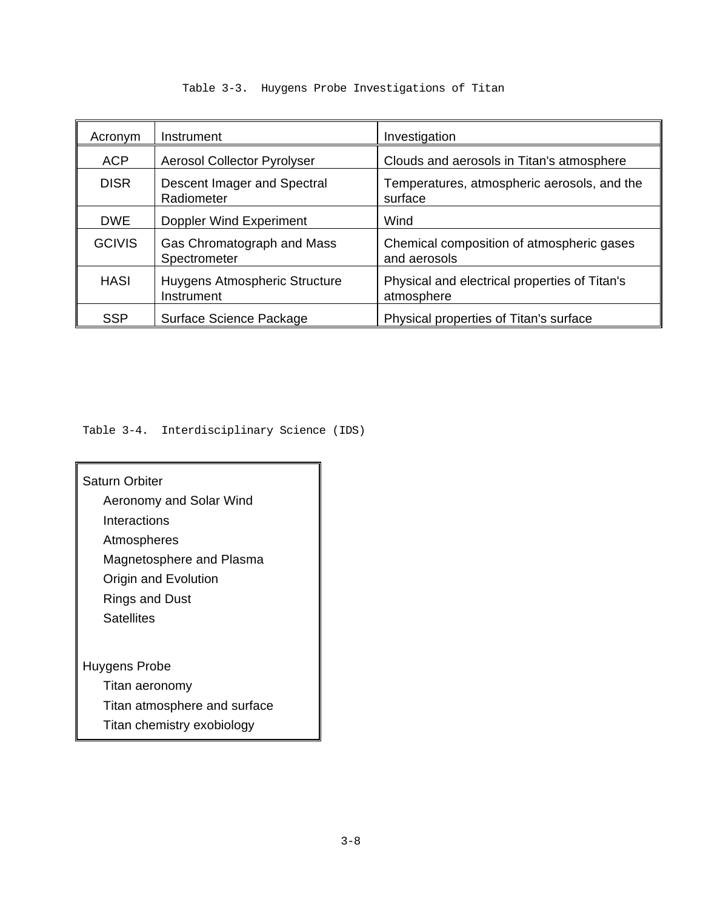Table 3-3. Huygens Probe Investigations of Titan

| Acronym | Instrument | Investigation |
|---|---|---|
| ACP | Aerosol Collector Pyrolyser | Clouds and aerosols in Titan's atmosphere |
| DISR | Descent Imager and Spectral Radiometer | Temperatures, atmospheric aerosols, and the surface |
| DWE | Doppler Wind Experiment | Wind |
| GCIVIS | Gas Chromatograph and Mass Spectrometer | Chemical composition of atmospheric gases and aerosols |
| HASI | Huygens Atmospheric Structure Instrument | Physical and electrical properties of Titan's atmosphere |
| SSP | Surface Science Package | Physical properties of Titan's surface |

Table 3-4. Interdisciplinary Science (IDS)

Saturn Orbiter
- Aeronomy and Solar Wind Interactions
- Atmospheres
- Magnetosphere and Plasma
- Origin and Evolution
- Rings and Dust
- Satellites

Huygens Probe
- Titan aeronomy
- Titan atmosphere and surface
- Titan chemistry exobiology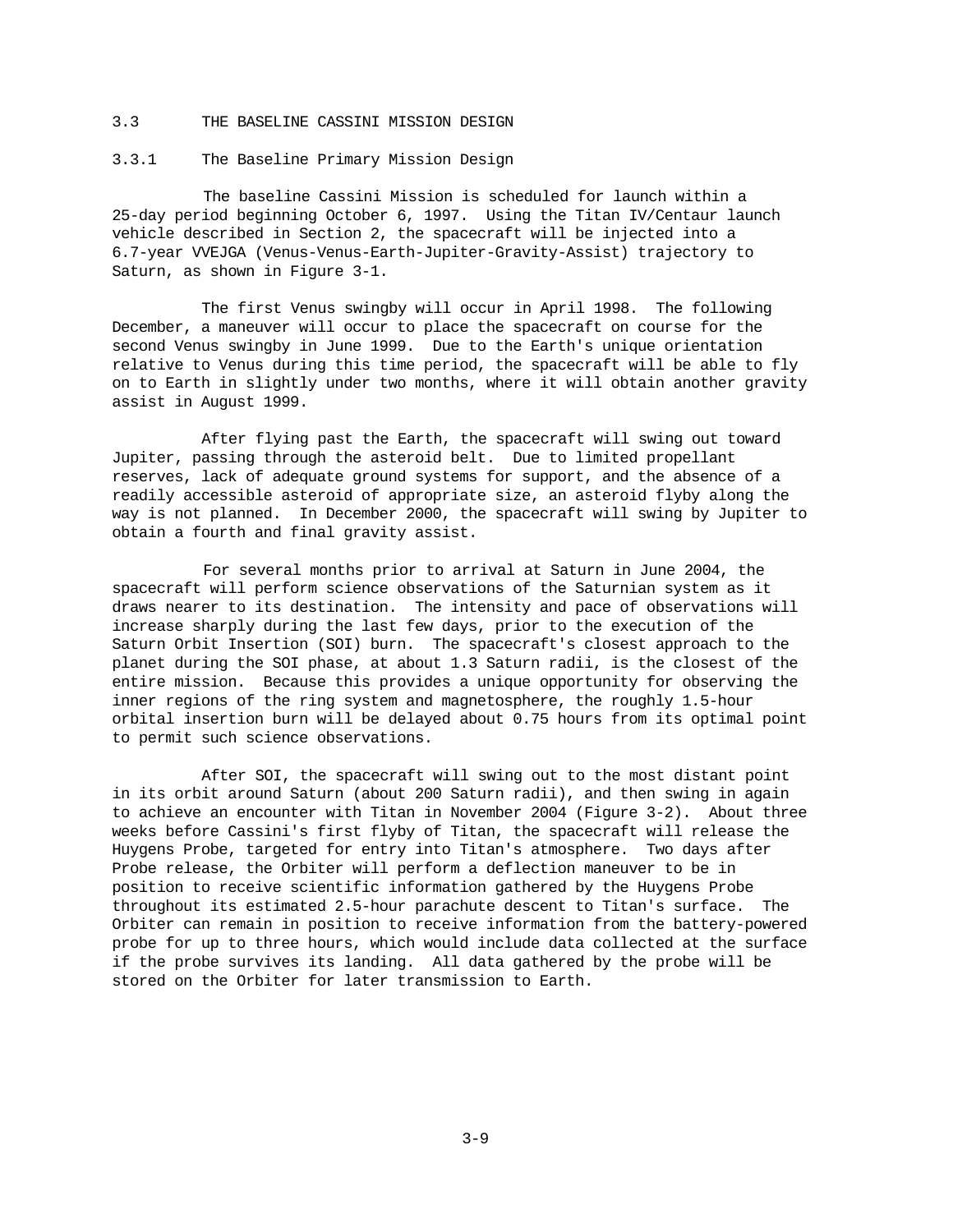## 3.3 THE BASELINE CASSINI MISSION DESIGN

### 3.3.1 The Baseline Primary Mission Design

The baseline Cassini Mission is scheduled for launch within a 25-day period beginning October 6, 1997. Using the Titan IV/Centaur launch vehicle described in Section 2, the spacecraft will be injected into a 6.7-year VVEJGA (Venus-Venus-Earth-Jupiter-Gravity-Assist) trajectory to Saturn, as shown in Figure 3-1.

The first Venus swingby will occur in April 1998. The following December, a maneuver will occur to place the spacecraft on course for the second Venus swingby in June 1999. Due to the Earth's unique orientation relative to Venus during this time period, the spacecraft will be able to fly on to Earth in slightly under two months, where it will obtain another gravity assist in August 1999.

After flying past the Earth, the spacecraft will swing out toward Jupiter, passing through the asteroid belt. Due to limited propellant reserves, lack of adequate ground systems for support, and the absence of a readily accessible asteroid of appropriate size, an asteroid flyby along the way is not planned. In December 2000, the spacecraft will swing by Jupiter to obtain a fourth and final gravity assist.

For several months prior to arrival at Saturn in June 2004, the spacecraft will perform science observations of the Saturnian system as it draws nearer to its destination. The intensity and pace of observations will increase sharply during the last few days, prior to the execution of the Saturn Orbit Insertion (SOI) burn. The spacecraft's closest approach to the planet during the SOI phase, at about 1.3 Saturn radii, is the closest of the entire mission. Because this provides a unique opportunity for observing the inner regions of the ring system and magnetosphere, the roughly 1.5-hour orbital insertion burn will be delayed about 0.75 hours from its optimal point to permit such science observations.

After SOI, the spacecraft will swing out to the most distant point in its orbit around Saturn (about 200 Saturn radii), and then swing in again to achieve an encounter with Titan in November 2004 (Figure 3-2). About three weeks before Cassini's first flyby of Titan, the spacecraft will release the Huygens Probe, targeted for entry into Titan's atmosphere. Two days after Probe release, the Orbiter will perform a deflection maneuver to be in position to receive scientific information gathered by the Huygens Probe throughout its estimated 2.5-hour parachute descent to Titan's surface. The Orbiter can remain in position to receive information from the battery-powered probe for up to three hours, which would include data collected at the surface if the probe survives its landing. All data gathered by the probe will be stored on the Orbiter for later transmission to Earth.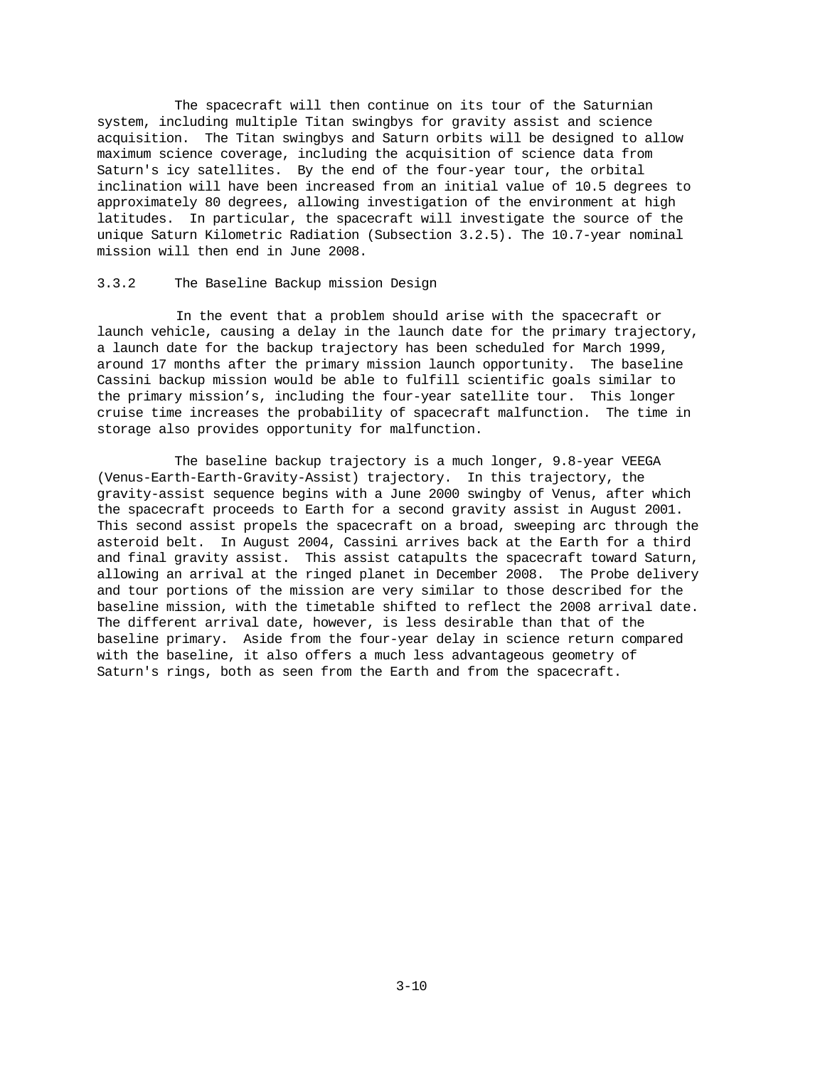The spacecraft will then continue on its tour of the Saturnian system, including multiple Titan swingbys for gravity assist and science acquisition. The Titan swingbys and Saturn orbits will be designed to allow maximum science coverage, including the acquisition of science data from Saturn's icy satellites. By the end of the four-year tour, the orbital inclination will have been increased from an initial value of 10.5 degrees to approximately 80 degrees, allowing investigation of the environment at high latitudes. In particular, the spacecraft will investigate the source of the unique Saturn Kilometric Radiation (Subsection 3.2.5). The 10.7-year nominal mission will then end in June 2008.

### 3.3.2 The Baseline Backup mission Design

In the event that a problem should arise with the spacecraft or launch vehicle, causing a delay in the launch date for the primary trajectory, a launch date for the backup trajectory has been scheduled for March 1999, around 17 months after the primary mission launch opportunity. The baseline Cassini backup mission would be able to fulfill scientific goals similar to the primary mission's, including the four-year satellite tour. This longer cruise time increases the probability of spacecraft malfunction. The time in storage also provides opportunity for malfunction.

The baseline backup trajectory is a much longer, 9.8-year VEEGA (Venus-Earth-Earth-Gravity-Assist) trajectory. In this trajectory, the gravity-assist sequence begins with a June 2000 swingby of Venus, after which the spacecraft proceeds to Earth for a second gravity assist in August 2001. This second assist propels the spacecraft on a broad, sweeping arc through the asteroid belt. In August 2004, Cassini arrives back at the Earth for a third and final gravity assist. This assist catapults the spacecraft toward Saturn, allowing an arrival at the ringed planet in December 2008. The Probe delivery and tour portions of the mission are very similar to those described for the baseline mission, with the timetable shifted to reflect the 2008 arrival date. The different arrival date, however, is less desirable than that of the baseline primary. Aside from the four-year delay in science return compared with the baseline, it also offers a much less advantageous geometry of Saturn's rings, both as seen from the Earth and from the spacecraft.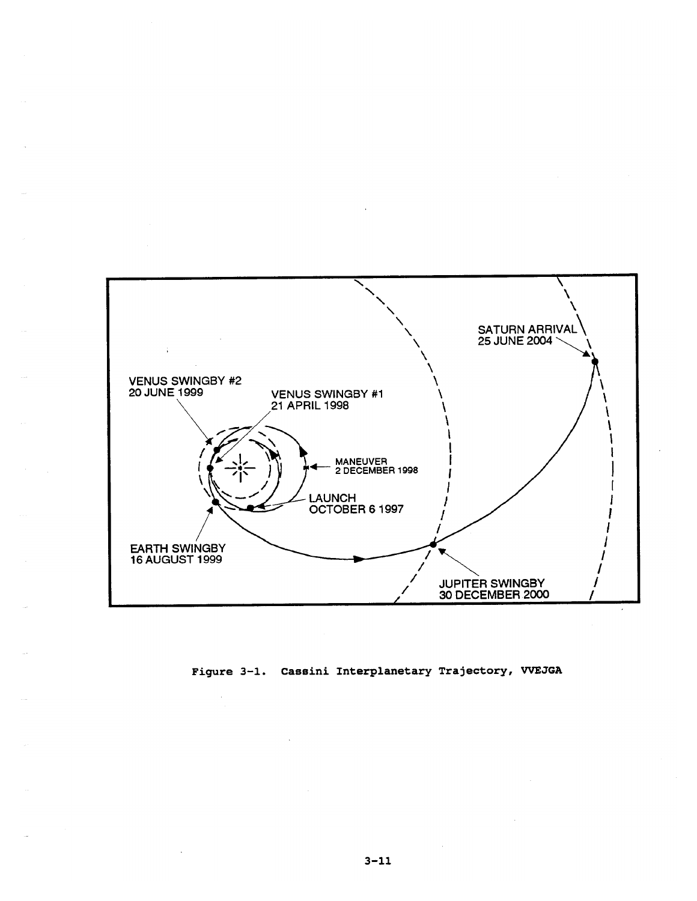SATURN ARRIVAL
25 JUNE 2004

VENUS SWINGBY #2
20 JUNE 1999

VENUS SWINGBY #1
21 APRIL 1998

MANEUVER
2 DECEMBER 1998

LAUNCH
OCTOBER 6 1997

EARTH SWINGBY
16 AUGUST 1999

JUPITER SWINGBY
30 DECEMBER 2000

Figure 3-1. Cassini Interplanetary Trajectory, VVEJGA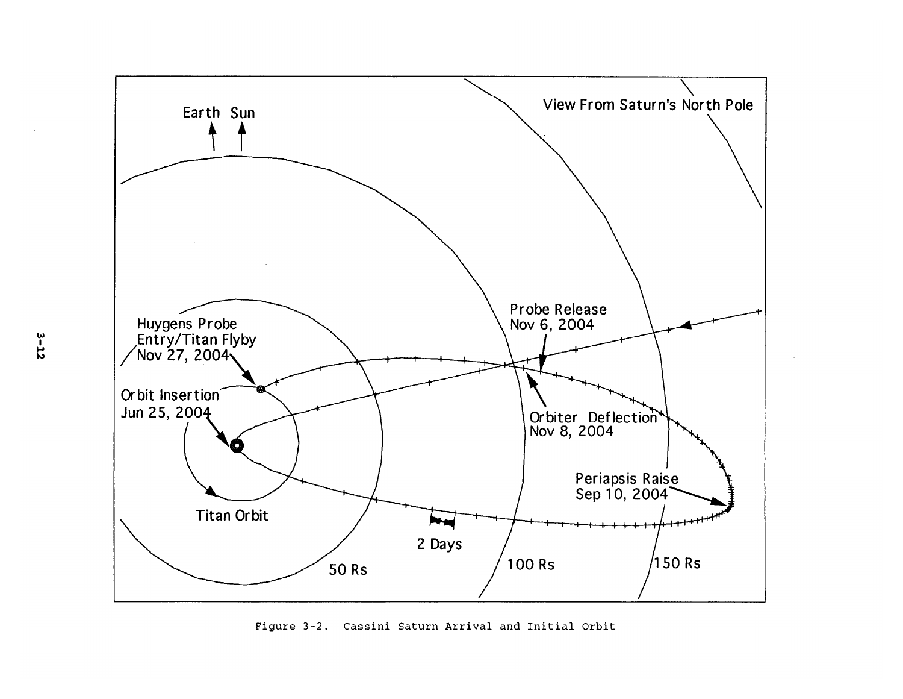Figure 3-2. Cassini Saturn Arrival and Initial Orbit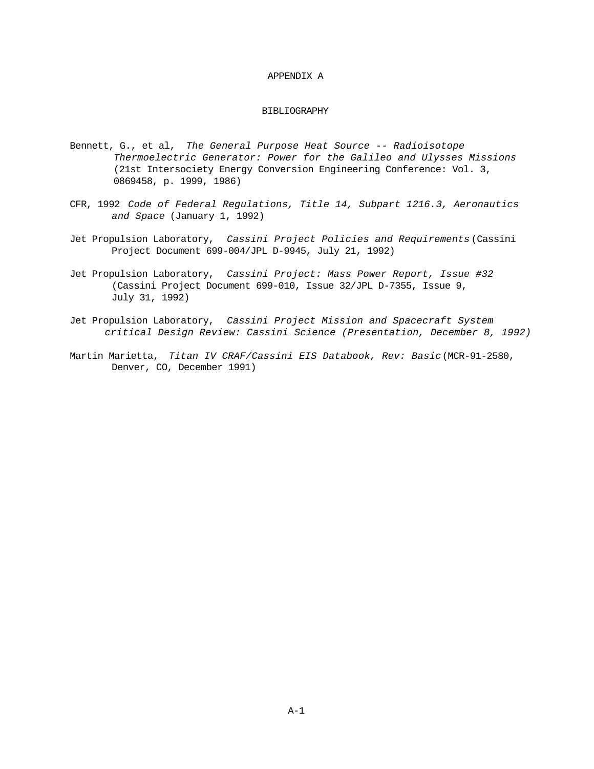# APPENDIX A

## BIBLIOGRAPHY

Bennett, G., et al, *The General Purpose Heat Source -- Radioisotope Thermoelectric Generator: Power for the Galileo and Ulysses Missions* (21st Intersociety Energy Conversion Engineering Conference: Vol. 3, 0869458, p. 1999, 1986)

CFR, 1992 *Code of Federal Regulations, Title 14, Subpart 1216.3, Aeronautics and Space* (January 1, 1992)

Jet Propulsion Laboratory, *Cassini Project Policies and Requirements* (Cassini Project Document 699-004/JPL D-9945, July 21, 1992)

Jet Propulsion Laboratory, *Cassini Project: Mass Power Report, Issue #32* (Cassini Project Document 699-010, Issue 32/JPL D-7355, Issue 9, July 31, 1992)

Jet Propulsion Laboratory, *Cassini Project Mission and Spacecraft System critical Design Review: Cassini Science (Presentation, December 8, 1992)*

Martin Marietta, *Titan IV CRAF/Cassini EIS Databook, Rev: Basic* (MCR-91-2580, Denver, CO, December 1991)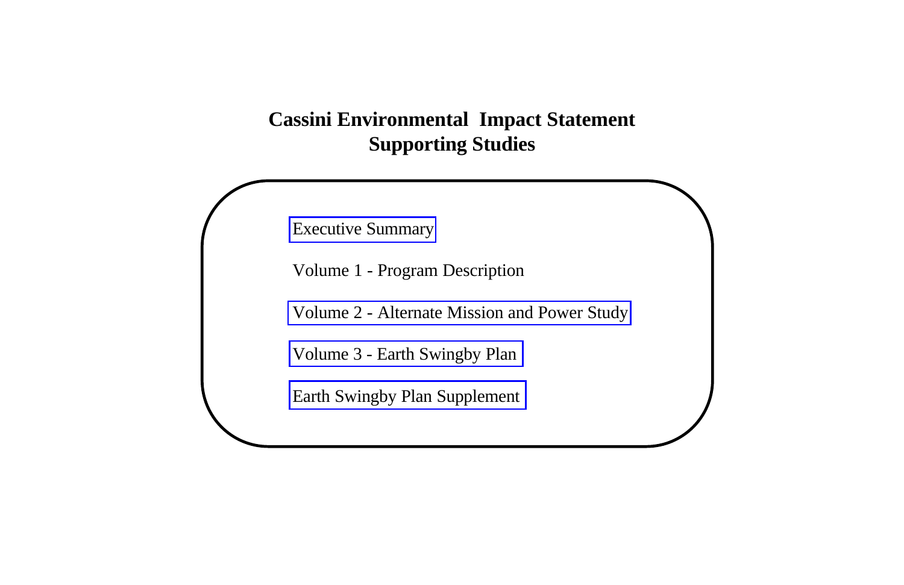# Cassini Environmental Impact Statement Supporting Studies

- Executive Summary
- Volume 1 - Program Description
- Volume 2 - Alternate Mission and Power Study
- Volume 3 - Earth Swingby Plan
- Earth Swingby Plan Supplement